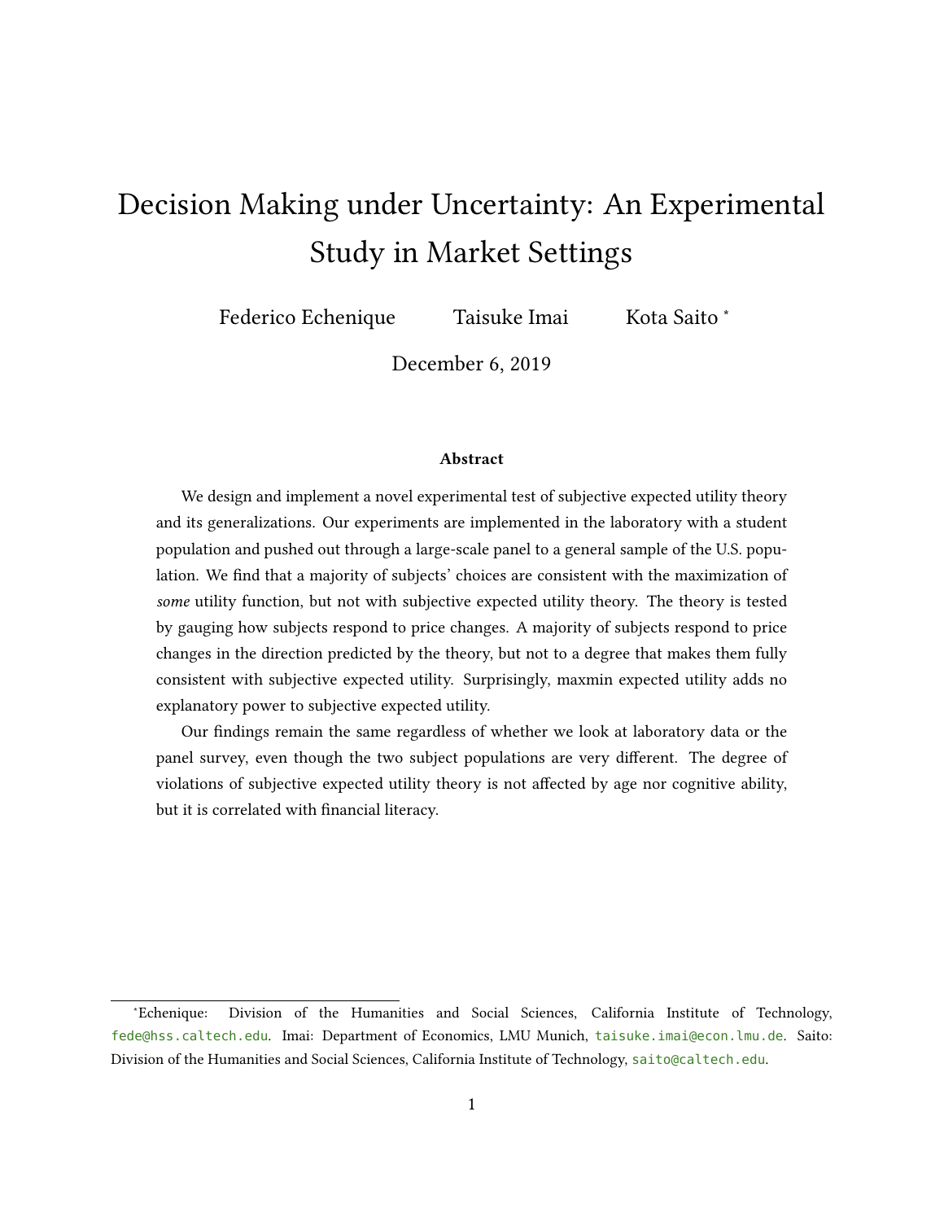# Decision Making under Uncertainty: An Experimental Study in Market Settings

Federico Echenique   Taisuke Imai   Kota Saito [*]

December 6, 2019

### Abstract

We design and implement a novel experimental test of subjective expected utility theory and its generalizations. Our experiments are implemented in the laboratory with a student population and pushed out through a large-scale panel to a general sample of the U.S. population. We find that a majority of subjects' choices are consistent with the maximization of *some* utility function, but not with subjective expected utility theory. The theory is tested by gauging how subjects respond to price changes. A majority of subjects respond to price changes in the direction predicted by the theory, but not to a degree that makes them fully consistent with subjective expected utility. Surprisingly, maxmin expected utility adds no explanatory power to subjective expected utility.

Our findings remain the same regardless of whether we look at laboratory data or the panel survey, even though the two subject populations are very different. The degree of violations of subjective expected utility theory is not affected by age nor cognitive ability, but it is correlated with financial literacy.

---

[*] Echenique: Division of the Humanities and Social Sciences, California Institute of Technology, fede@hss.caltech.edu. Imai: Department of Economics, LMU Munich, taisuke.imai@econ.lmu.de. Saito: Division of the Humanities and Social Sciences, California Institute of Technology, saito@caltech.edu.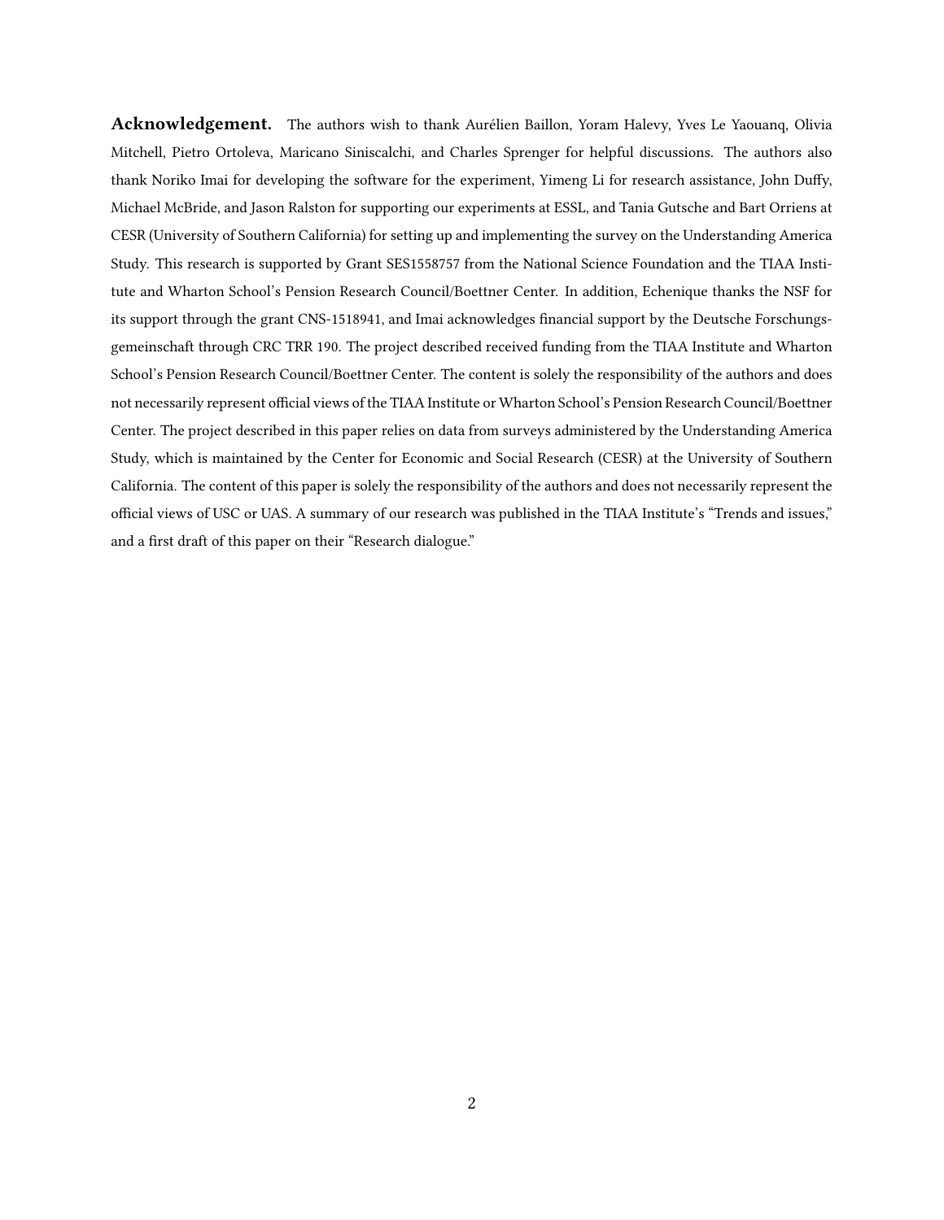**Acknowledgement.** The authors wish to thank Aurélien Baillon, Yoram Halevy, Yves Le Yaouanq, Olivia Mitchell, Pietro Ortoleva, Maricano Siniscalchi, and Charles Sprenger for helpful discussions. The authors also thank Noriko Imai for developing the software for the experiment, Yimeng Li for research assistance, John Duffy, Michael McBride, and Jason Ralston for supporting our experiments at ESSL, and Tania Gutsche and Bart Orriens at CESR (University of Southern California) for setting up and implementing the survey on the Understanding America Study. This research is supported by Grant SES1558757 from the National Science Foundation and the TIAA Institute and Wharton School's Pension Research Council/Boettner Center. In addition, Echenique thanks the NSF for its support through the grant CNS-1518941, and Imai acknowledges financial support by the Deutsche Forschungsgemeinschaft through CRC TRR 190. The project described received funding from the TIAA Institute and Wharton School's Pension Research Council/Boettner Center. The content is solely the responsibility of the authors and does not necessarily represent official views of the TIAA Institute or Wharton School's Pension Research Council/Boettner Center. The project described in this paper relies on data from surveys administered by the Understanding America Study, which is maintained by the Center for Economic and Social Research (CESR) at the University of Southern California. The content of this paper is solely the responsibility of the authors and does not necessarily represent the official views of USC or UAS. A summary of our research was published in the TIAA Institute's "Trends and issues," and a first draft of this paper on their "Research dialogue."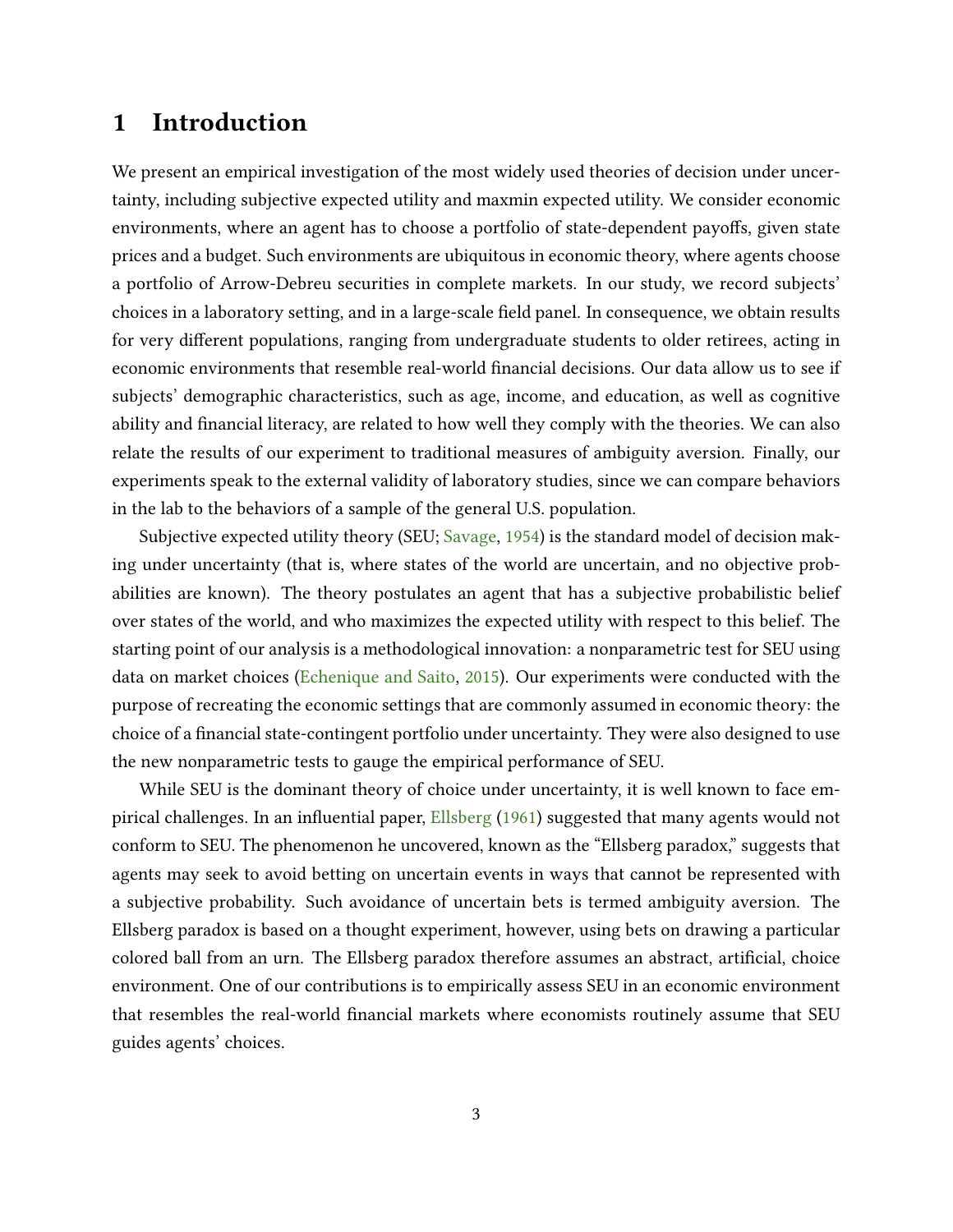# 1 Introduction

We present an empirical investigation of the most widely used theories of decision under uncertainty, including subjective expected utility and maxmin expected utility. We consider economic environments, where an agent has to choose a portfolio of state-dependent payoffs, given state prices and a budget. Such environments are ubiquitous in economic theory, where agents choose a portfolio of Arrow-Debreu securities in complete markets. In our study, we record subjects' choices in a laboratory setting, and in a large-scale field panel. In consequence, we obtain results for very different populations, ranging from undergraduate students to older retirees, acting in economic environments that resemble real-world financial decisions. Our data allow us to see if subjects' demographic characteristics, such as age, income, and education, as well as cognitive ability and financial literacy, are related to how well they comply with the theories. We can also relate the results of our experiment to traditional measures of ambiguity aversion. Finally, our experiments speak to the external validity of laboratory studies, since we can compare behaviors in the lab to the behaviors of a sample of the general U.S. population.

Subjective expected utility theory (SEU; Savage, 1954) is the standard model of decision making under uncertainty (that is, where states of the world are uncertain, and no objective probabilities are known). The theory postulates an agent that has a subjective probabilistic belief over states of the world, and who maximizes the expected utility with respect to this belief. The starting point of our analysis is a methodological innovation: a nonparametric test for SEU using data on market choices (Echenique and Saito, 2015). Our experiments were conducted with the purpose of recreating the economic settings that are commonly assumed in economic theory: the choice of a financial state-contingent portfolio under uncertainty. They were also designed to use the new nonparametric tests to gauge the empirical performance of SEU.

While SEU is the dominant theory of choice under uncertainty, it is well known to face empirical challenges. In an influential paper, Ellsberg (1961) suggested that many agents would not conform to SEU. The phenomenon he uncovered, known as the "Ellsberg paradox," suggests that agents may seek to avoid betting on uncertain events in ways that cannot be represented with a subjective probability. Such avoidance of uncertain bets is termed ambiguity aversion. The Ellsberg paradox is based on a thought experiment, however, using bets on drawing a particular colored ball from an urn. The Ellsberg paradox therefore assumes an abstract, artificial, choice environment. One of our contributions is to empirically assess SEU in an economic environment that resembles the real-world financial markets where economists routinely assume that SEU guides agents' choices.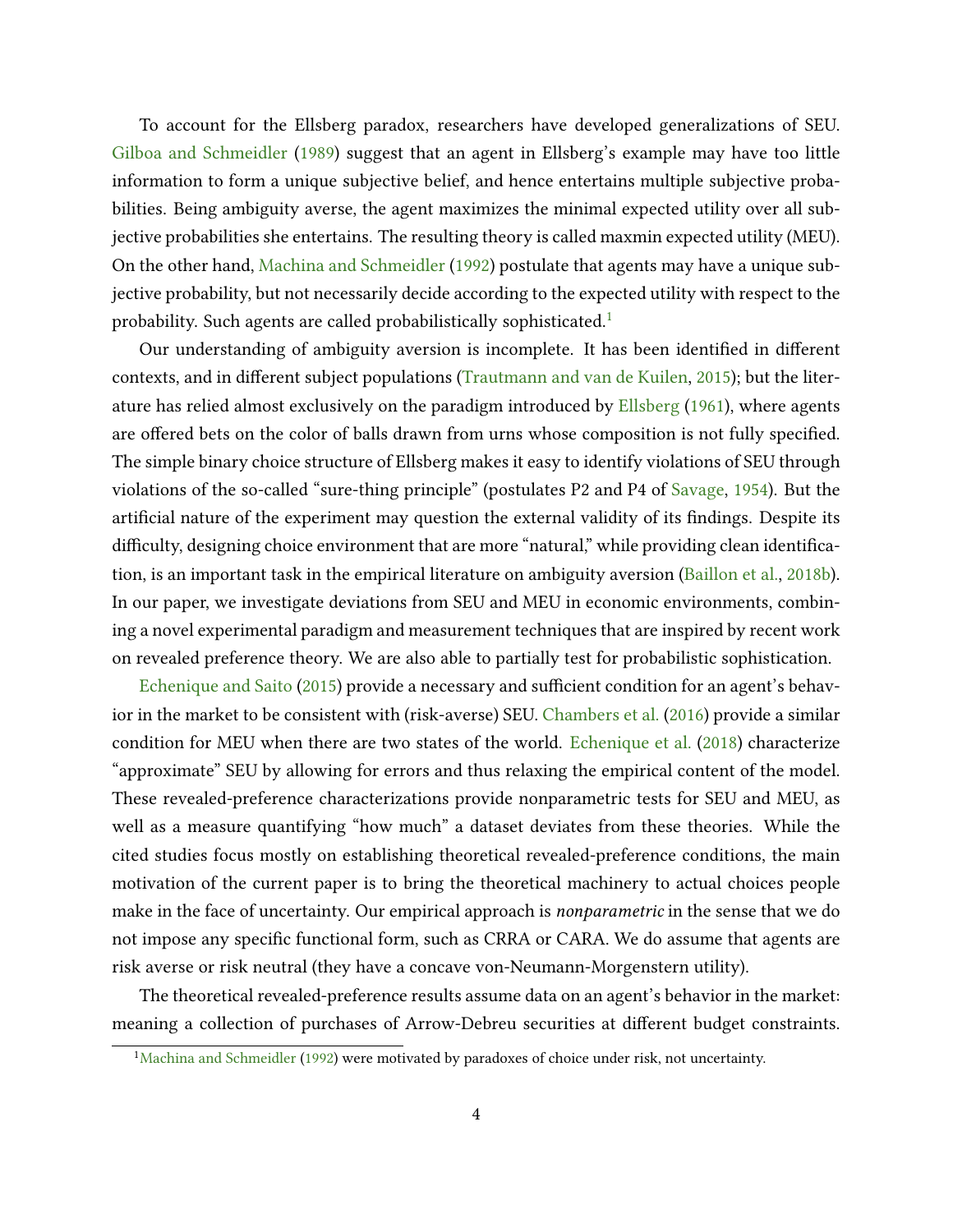To account for the Ellsberg paradox, researchers have developed generalizations of SEU. Gilboa and Schmeidler (1989) suggest that an agent in Ellsberg's example may have too little information to form a unique subjective belief, and hence entertains multiple subjective probabilities. Being ambiguity averse, the agent maximizes the minimal expected utility over all subjective probabilities she entertains. The resulting theory is called maxmin expected utility (MEU). On the other hand, Machina and Schmeidler (1992) postulate that agents may have a unique subjective probability, but not necessarily decide according to the expected utility with respect to the probability. Such agents are called probabilistically sophisticated.[1]

Our understanding of ambiguity aversion is incomplete. It has been identified in different contexts, and in different subject populations (Trautmann and van de Kuilen, 2015); but the literature has relied almost exclusively on the paradigm introduced by Ellsberg (1961), where agents are offered bets on the color of balls drawn from urns whose composition is not fully specified. The simple binary choice structure of Ellsberg makes it easy to identify violations of SEU through violations of the so-called "sure-thing principle" (postulates P2 and P4 of Savage, 1954). But the artificial nature of the experiment may question the external validity of its findings. Despite its difficulty, designing choice environment that are more "natural," while providing clean identification, is an important task in the empirical literature on ambiguity aversion (Baillon et al., 2018b). In our paper, we investigate deviations from SEU and MEU in economic environments, combining a novel experimental paradigm and measurement techniques that are inspired by recent work on revealed preference theory. We are also able to partially test for probabilistic sophistication.

Echenique and Saito (2015) provide a necessary and sufficient condition for an agent's behavior in the market to be consistent with (risk-averse) SEU. Chambers et al. (2016) provide a similar condition for MEU when there are two states of the world. Echenique et al. (2018) characterize "approximate" SEU by allowing for errors and thus relaxing the empirical content of the model. These revealed-preference characterizations provide nonparametric tests for SEU and MEU, as well as a measure quantifying "how much" a dataset deviates from these theories. While the cited studies focus mostly on establishing theoretical revealed-preference conditions, the main motivation of the current paper is to bring the theoretical machinery to actual choices people make in the face of uncertainty. Our empirical approach is *nonparametric* in the sense that we do not impose any specific functional form, such as CRRA or CARA. We do assume that agents are risk averse or risk neutral (they have a concave von-Neumann-Morgenstern utility).

The theoretical revealed-preference results assume data on an agent's behavior in the market: meaning a collection of purchases of Arrow-Debreu securities at different budget constraints.

[1] Machina and Schmeidler (1992) were motivated by paradoxes of choice under risk, not uncertainty.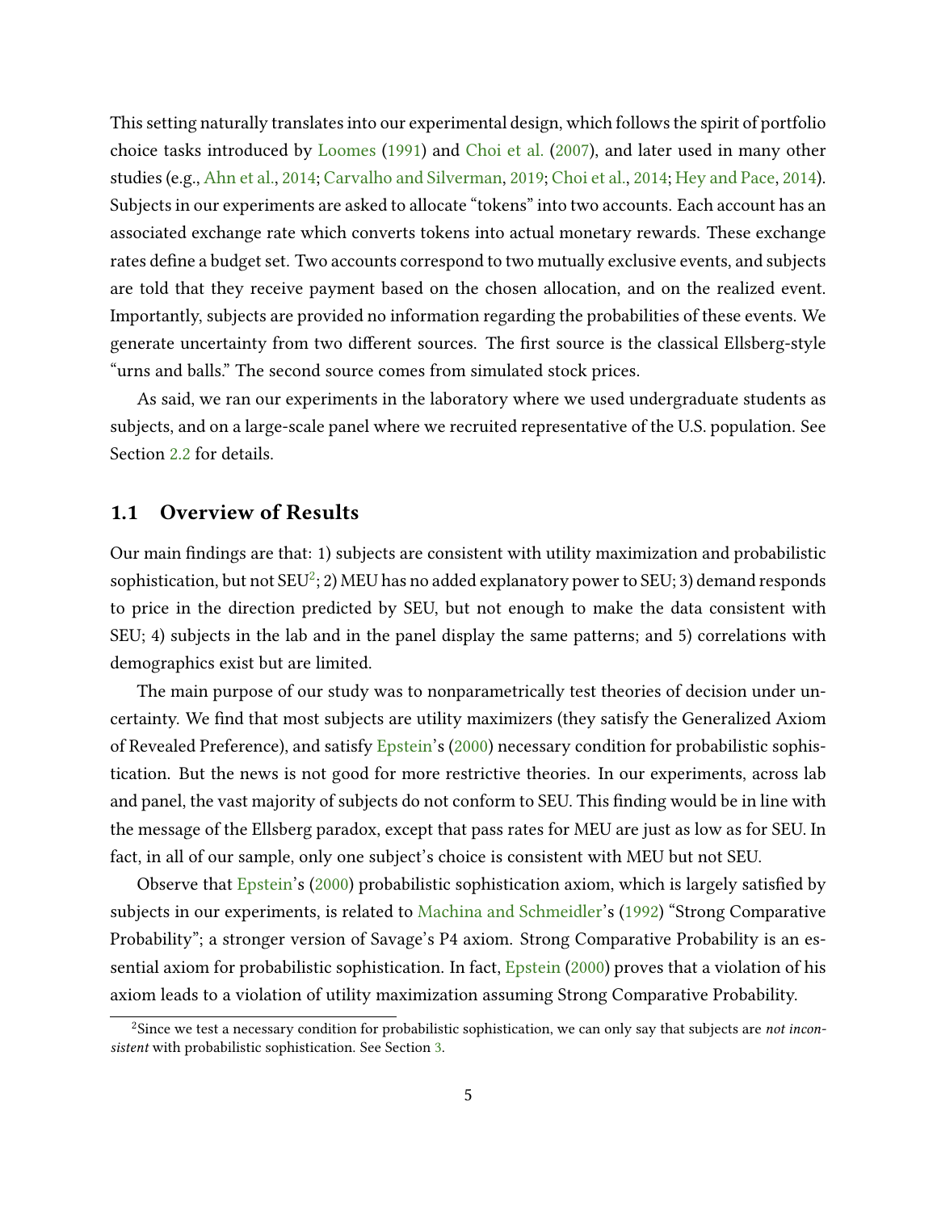This setting naturally translates into our experimental design, which follows the spirit of portfolio choice tasks introduced by Loomes (1991) and Choi et al. (2007), and later used in many other studies (e.g., Ahn et al., 2014; Carvalho and Silverman, 2019; Choi et al., 2014; Hey and Pace, 2014). Subjects in our experiments are asked to allocate "tokens" into two accounts. Each account has an associated exchange rate which converts tokens into actual monetary rewards. These exchange rates define a budget set. Two accounts correspond to two mutually exclusive events, and subjects are told that they receive payment based on the chosen allocation, and on the realized event. Importantly, subjects are provided no information regarding the probabilities of these events. We generate uncertainty from two different sources. The first source is the classical Ellsberg-style "urns and balls." The second source comes from simulated stock prices.

As said, we ran our experiments in the laboratory where we used undergraduate students as subjects, and on a large-scale panel where we recruited representative of the U.S. population. See Section 2.2 for details.

## 1.1 Overview of Results

Our main findings are that: 1) subjects are consistent with utility maximization and probabilistic sophistication, but not SEU[2]; 2) MEU has no added explanatory power to SEU; 3) demand responds to price in the direction predicted by SEU, but not enough to make the data consistent with SEU; 4) subjects in the lab and in the panel display the same patterns; and 5) correlations with demographics exist but are limited.

The main purpose of our study was to nonparametrically test theories of decision under uncertainty. We find that most subjects are utility maximizers (they satisfy the Generalized Axiom of Revealed Preference), and satisfy Epstein's (2000) necessary condition for probabilistic sophistication. But the news is not good for more restrictive theories. In our experiments, across lab and panel, the vast majority of subjects do not conform to SEU. This finding would be in line with the message of the Ellsberg paradox, except that pass rates for MEU are just as low as for SEU. In fact, in all of our sample, only one subject's choice is consistent with MEU but not SEU.

Observe that Epstein's (2000) probabilistic sophistication axiom, which is largely satisfied by subjects in our experiments, is related to Machina and Schmeidler's (1992) "Strong Comparative Probability"; a stronger version of Savage's P4 axiom. Strong Comparative Probability is an essential axiom for probabilistic sophistication. In fact, Epstein (2000) proves that a violation of his axiom leads to a violation of utility maximization assuming Strong Comparative Probability.

[2] Since we test a necessary condition for probabilistic sophistication, we can only say that subjects are *not inconsistent* with probabilistic sophistication. See Section 3.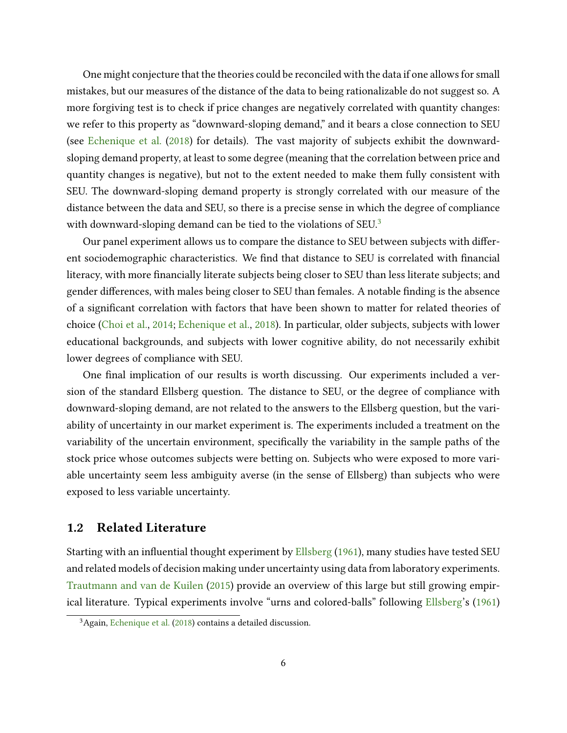One might conjecture that the theories could be reconciled with the data if one allows for small mistakes, but our measures of the distance of the data to being rationalizable do not suggest so. A more forgiving test is to check if price changes are negatively correlated with quantity changes: we refer to this property as "downward-sloping demand," and it bears a close connection to SEU (see Echenique et al. (2018) for details). The vast majority of subjects exhibit the downward-sloping demand property, at least to some degree (meaning that the correlation between price and quantity changes is negative), but not to the extent needed to make them fully consistent with SEU. The downward-sloping demand property is strongly correlated with our measure of the distance between the data and SEU, so there is a precise sense in which the degree of compliance with downward-sloping demand can be tied to the violations of SEU.[3]

Our panel experiment allows us to compare the distance to SEU between subjects with different sociodemographic characteristics. We find that distance to SEU is correlated with financial literacy, with more financially literate subjects being closer to SEU than less literate subjects; and gender differences, with males being closer to SEU than females. A notable finding is the absence of a significant correlation with factors that have been shown to matter for related theories of choice (Choi et al., 2014; Echenique et al., 2018). In particular, older subjects, subjects with lower educational backgrounds, and subjects with lower cognitive ability, do not necessarily exhibit lower degrees of compliance with SEU.

One final implication of our results is worth discussing. Our experiments included a version of the standard Ellsberg question. The distance to SEU, or the degree of compliance with downward-sloping demand, are not related to the answers to the Ellsberg question, but the variability of uncertainty in our market experiment is. The experiments included a treatment on the variability of the uncertain environment, specifically the variability in the sample paths of the stock price whose outcomes subjects were betting on. Subjects who were exposed to more variable uncertainty seem less ambiguity averse (in the sense of Ellsberg) than subjects who were exposed to less variable uncertainty.

## 1.2 Related Literature

Starting with an influential thought experiment by Ellsberg (1961), many studies have tested SEU and related models of decision making under uncertainty using data from laboratory experiments. Trautmann and van de Kuilen (2015) provide an overview of this large but still growing empirical literature. Typical experiments involve "urns and colored-balls" following Ellsberg's (1961)

[3] Again, Echenique et al. (2018) contains a detailed discussion.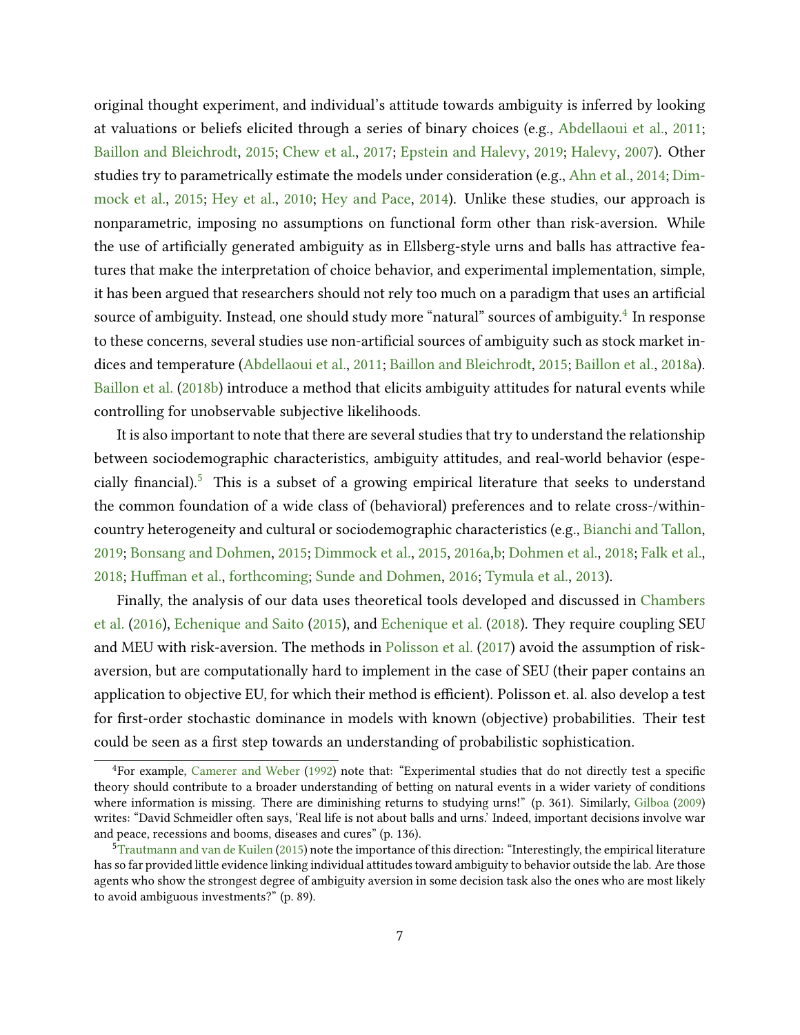original thought experiment, and individual's attitude towards ambiguity is inferred by looking at valuations or beliefs elicited through a series of binary choices (e.g., Abdellaoui et al., 2011; Baillon and Bleichrodt, 2015; Chew et al., 2017; Epstein and Halevy, 2019; Halevy, 2007). Other studies try to parametrically estimate the models under consideration (e.g., Ahn et al., 2014; Dimmock et al., 2015; Hey et al., 2010; Hey and Pace, 2014). Unlike these studies, our approach is nonparametric, imposing no assumptions on functional form other than risk-aversion. While the use of artificially generated ambiguity as in Ellsberg-style urns and balls has attractive features that make the interpretation of choice behavior, and experimental implementation, simple, it has been argued that researchers should not rely too much on a paradigm that uses an artificial source of ambiguity. Instead, one should study more "natural" sources of ambiguity.[4] In response to these concerns, several studies use non-artificial sources of ambiguity such as stock market indices and temperature (Abdellaoui et al., 2011; Baillon and Bleichrodt, 2015; Baillon et al., 2018a). Baillon et al. (2018b) introduce a method that elicits ambiguity attitudes for natural events while controlling for unobservable subjective likelihoods.

It is also important to note that there are several studies that try to understand the relationship between sociodemographic characteristics, ambiguity attitudes, and real-world behavior (especially financial).[5] This is a subset of a growing empirical literature that seeks to understand the common foundation of a wide class of (behavioral) preferences and to relate cross-/within-country heterogeneity and cultural or sociodemographic characteristics (e.g., Bianchi and Tallon, 2019; Bonsang and Dohmen, 2015; Dimmock et al., 2015, 2016a,b; Dohmen et al., 2018; Falk et al., 2018; Huffman et al., forthcoming; Sunde and Dohmen, 2016; Tymula et al., 2013).

Finally, the analysis of our data uses theoretical tools developed and discussed in Chambers et al. (2016), Echenique and Saito (2015), and Echenique et al. (2018). They require coupling SEU and MEU with risk-aversion. The methods in Polisson et al. (2017) avoid the assumption of risk-aversion, but are computationally hard to implement in the case of SEU (their paper contains an application to objective EU, for which their method is efficient). Polisson et. al. also develop a test for first-order stochastic dominance in models with known (objective) probabilities. Their test could be seen as a first step towards an understanding of probabilistic sophistication.

[4]For example, Camerer and Weber (1992) note that: "Experimental studies that do not directly test a specific theory should contribute to a broader understanding of betting on natural events in a wider variety of conditions where information is missing. There are diminishing returns to studying urns!" (p. 361). Similarly, Gilboa (2009) writes: "David Schmeidler often says, 'Real life is not about balls and urns.' Indeed, important decisions involve war and peace, recessions and booms, diseases and cures" (p. 136).

[5]Trautmann and van de Kuilen (2015) note the importance of this direction: "Interestingly, the empirical literature has so far provided little evidence linking individual attitudes toward ambiguity to behavior outside the lab. Are those agents who show the strongest degree of ambiguity aversion in some decision task also the ones who are most likely to avoid ambiguous investments?" (p. 89).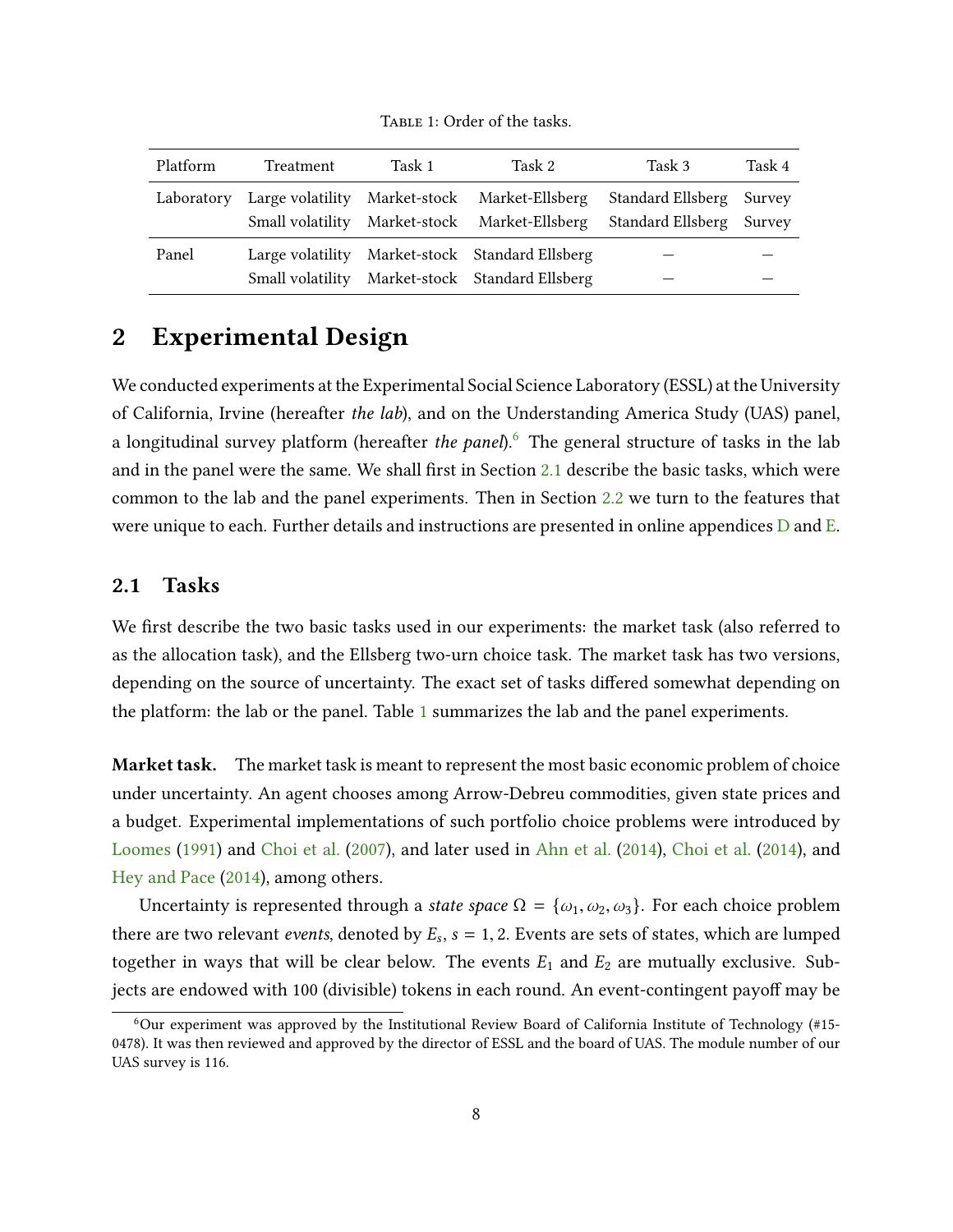Table 1: Order of the tasks.

| Platform | Treatment | Task 1 | Task 2 | Task 3 | Task 4 |
|---|---|---|---|---|---|
| Laboratory | Large volatility | Market-stock | Market-Ellsberg | Standard Ellsberg | Survey |
| | Small volatility | Market-stock | Market-Ellsberg | Standard Ellsberg | Survey |
| Panel | Large volatility | Market-stock | Standard Ellsberg | – | – |
| | Small volatility | Market-stock | Standard Ellsberg | – | – |

## 2 Experimental Design

We conducted experiments at the Experimental Social Science Laboratory (ESSL) at the University of California, Irvine (hereafter *the lab*), and on the Understanding America Study (UAS) panel, a longitudinal survey platform (hereafter *the panel*).[6] The general structure of tasks in the lab and in the panel were the same. We shall first in Section 2.1 describe the basic tasks, which were common to the lab and the panel experiments. Then in Section 2.2 we turn to the features that were unique to each. Further details and instructions are presented in online appendices D and E.

### 2.1 Tasks

We first describe the two basic tasks used in our experiments: the market task (also referred to as the allocation task), and the Ellsberg two-urn choice task. The market task has two versions, depending on the source of uncertainty. The exact set of tasks differed somewhat depending on the platform: the lab or the panel. Table 1 summarizes the lab and the panel experiments.

**Market task.** The market task is meant to represent the most basic economic problem of choice under uncertainty. An agent chooses among Arrow-Debreu commodities, given state prices and a budget. Experimental implementations of such portfolio choice problems were introduced by Loomes (1991) and Choi et al. (2007), and later used in Ahn et al. (2014), Choi et al. (2014), and Hey and Pace (2014), among others.

Uncertainty is represented through a *state space* $\Omega = \{\omega_1, \omega_2, \omega_3\}$. For each choice problem there are two relevant *events*, denoted by $E_s$, $s = 1, 2$. Events are sets of states, which are lumped together in ways that will be clear below. The events $E_1$ and $E_2$ are mutually exclusive. Subjects are endowed with 100 (divisible) tokens in each round. An event-contingent payoff may be

[6] Our experiment was approved by the Institutional Review Board of California Institute of Technology (#15-0478). It was then reviewed and approved by the director of ESSL and the board of UAS. The module number of our UAS survey is 116.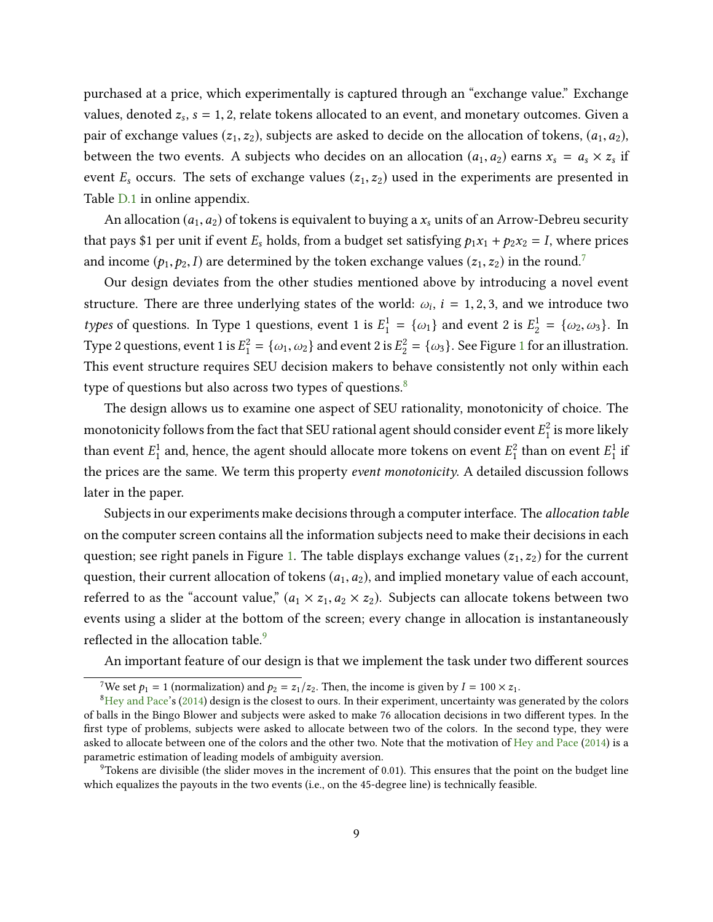purchased at a price, which experimentally is captured through an "exchange value." Exchange values, denoted $z_s$, $s = 1, 2$, relate tokens allocated to an event, and monetary outcomes. Given a pair of exchange values $(z_1, z_2)$, subjects are asked to decide on the allocation of tokens, $(a_1, a_2)$, between the two events. A subjects who decides on an allocation $(a_1, a_2)$ earns $x_s = a_s \times z_s$ if event $E_s$ occurs. The sets of exchange values $(z_1, z_2)$ used in the experiments are presented in Table D.1 in online appendix.

An allocation $(a_1, a_2)$ of tokens is equivalent to buying a $x_s$ units of an Arrow-Debreu security that pays $1 per unit if event $E_s$ holds, from a budget set satisfying $p_1 x_1 + p_2 x_2 = I$, where prices and income $(p_1, p_2, I)$ are determined by the token exchange values $(z_1, z_2)$ in the round.[7]

Our design deviates from the other studies mentioned above by introducing a novel event structure. There are three underlying states of the world: $\omega_i$, $i = 1, 2, 3$, and we introduce two *types* of questions. In Type 1 questions, event 1 is $E_1^1 = \{\omega_1\}$ and event 2 is $E_2^1 = \{\omega_2, \omega_3\}$. In Type 2 questions, event 1 is $E_1^2 = \{\omega_1, \omega_2\}$ and event 2 is $E_2^2 = \{\omega_3\}$. See Figure 1 for an illustration. This event structure requires SEU decision makers to behave consistently not only within each type of questions but also across two types of questions.[8]

The design allows us to examine one aspect of SEU rationality, monotonicity of choice. The monotonicity follows from the fact that SEU rational agent should consider event $E_1^2$ is more likely than event $E_1^1$ and, hence, the agent should allocate more tokens on event $E_1^2$ than on event $E_1^1$ if the prices are the same. We term this property *event monotonicity*. A detailed discussion follows later in the paper.

Subjects in our experiments make decisions through a computer interface. The *allocation table* on the computer screen contains all the information subjects need to make their decisions in each question; see right panels in Figure 1. The table displays exchange values $(z_1, z_2)$ for the current question, their current allocation of tokens $(a_1, a_2)$, and implied monetary value of each account, referred to as the "account value," $(a_1 \times z_1, a_2 \times z_2)$. Subjects can allocate tokens between two events using a slider at the bottom of the screen; every change in allocation is instantaneously reflected in the allocation table.[9]

An important feature of our design is that we implement the task under two different sources

---

[7] We set $p_1 = 1$ (normalization) and $p_2 = z_1/z_2$. Then, the income is given by $I = 100 \times z_1$.

[8] Hey and Pace's (2014) design is the closest to ours. In their experiment, uncertainty was generated by the colors of balls in the Bingo Blower and subjects were asked to make 76 allocation decisions in two different types. In the first type of problems, subjects were asked to allocate between two of the colors. In the second type, they were asked to allocate between one of the colors and the other two. Note that the motivation of Hey and Pace (2014) is a parametric estimation of leading models of ambiguity aversion.

[9] Tokens are divisible (the slider moves in the increment of 0.01). This ensures that the point on the budget line which equalizes the payouts in the two events (i.e., on the 45-degree line) is technically feasible.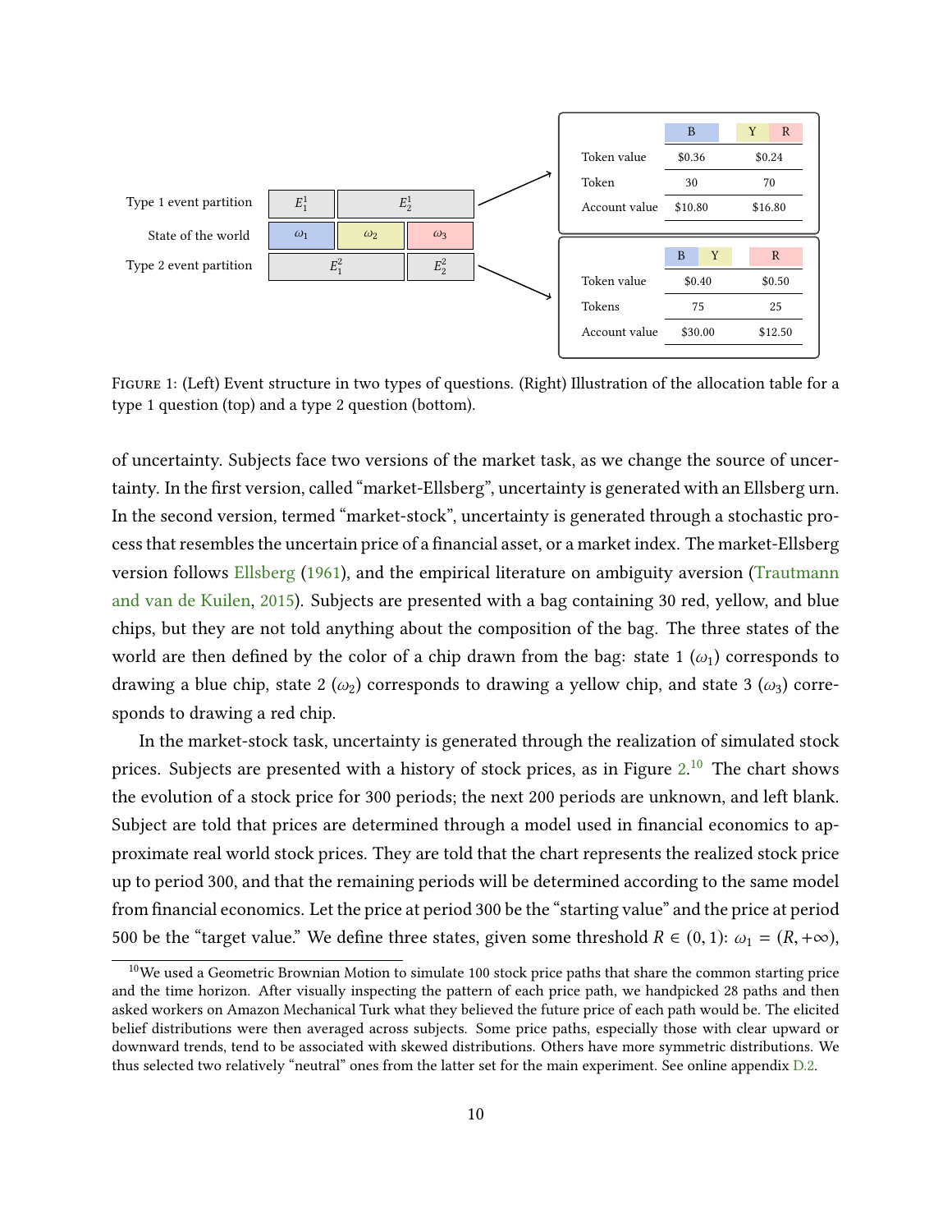| Type 1 event partition | $E_1^1$ | $E_2^1$ | |
| --- | --- | --- | --- |
| State of the world | $\omega_1$ | $\omega_2$ | $\omega_3$ |
| Type 2 event partition | $E_1^2$ | | $E_2^2$ |

| | B | Y R |
| --- | --- | --- |
| Token value | \$0.36 | \$0.24 |
| Token | 30 | 70 |
| Account value | \$10.80 | \$16.80 |

| | B Y | R |
| --- | --- | --- |
| Token value | \$0.40 | \$0.50 |
| Tokens | 75 | 25 |
| Account value | \$30.00 | \$12.50 |

FIGURE 1: (Left) Event structure in two types of questions. (Right) Illustration of the allocation table for a type 1 question (top) and a type 2 question (bottom).

of uncertainty. Subjects face two versions of the market task, as we change the source of uncertainty. In the first version, called "market-Ellsberg", uncertainty is generated with an Ellsberg urn. In the second version, termed "market-stock", uncertainty is generated through a stochastic process that resembles the uncertain price of a financial asset, or a market index. The market-Ellsberg version follows Ellsberg (1961), and the empirical literature on ambiguity aversion (Trautmann and van de Kuilen, 2015). Subjects are presented with a bag containing 30 red, yellow, and blue chips, but they are not told anything about the composition of the bag. The three states of the world are then defined by the color of a chip drawn from the bag: state 1 ($\omega_1$) corresponds to drawing a blue chip, state 2 ($\omega_2$) corresponds to drawing a yellow chip, and state 3 ($\omega_3$) corresponds to drawing a red chip.

In the market-stock task, uncertainty is generated through the realization of simulated stock prices. Subjects are presented with a history of stock prices, as in Figure 2.[10] The chart shows the evolution of a stock price for 300 periods; the next 200 periods are unknown, and left blank. Subject are told that prices are determined through a model used in financial economics to approximate real world stock prices. They are told that the chart represents the realized stock price up to period 300, and that the remaining periods will be determined according to the same model from financial economics. Let the price at period 300 be the "starting value" and the price at period 500 be the "target value." We define three states, given some threshold $R \in (0, 1)$: $\omega_1 = (R, +\infty)$,

[10] We used a Geometric Brownian Motion to simulate 100 stock price paths that share the common starting price and the time horizon. After visually inspecting the pattern of each price path, we handpicked 28 paths and then asked workers on Amazon Mechanical Turk what they believed the future price of each path would be. The elicited belief distributions were then averaged across subjects. Some price paths, especially those with clear upward or downward trends, tend to be associated with skewed distributions. Others have more symmetric distributions. We thus selected two relatively "neutral" ones from the latter set for the main experiment. See online appendix D.2.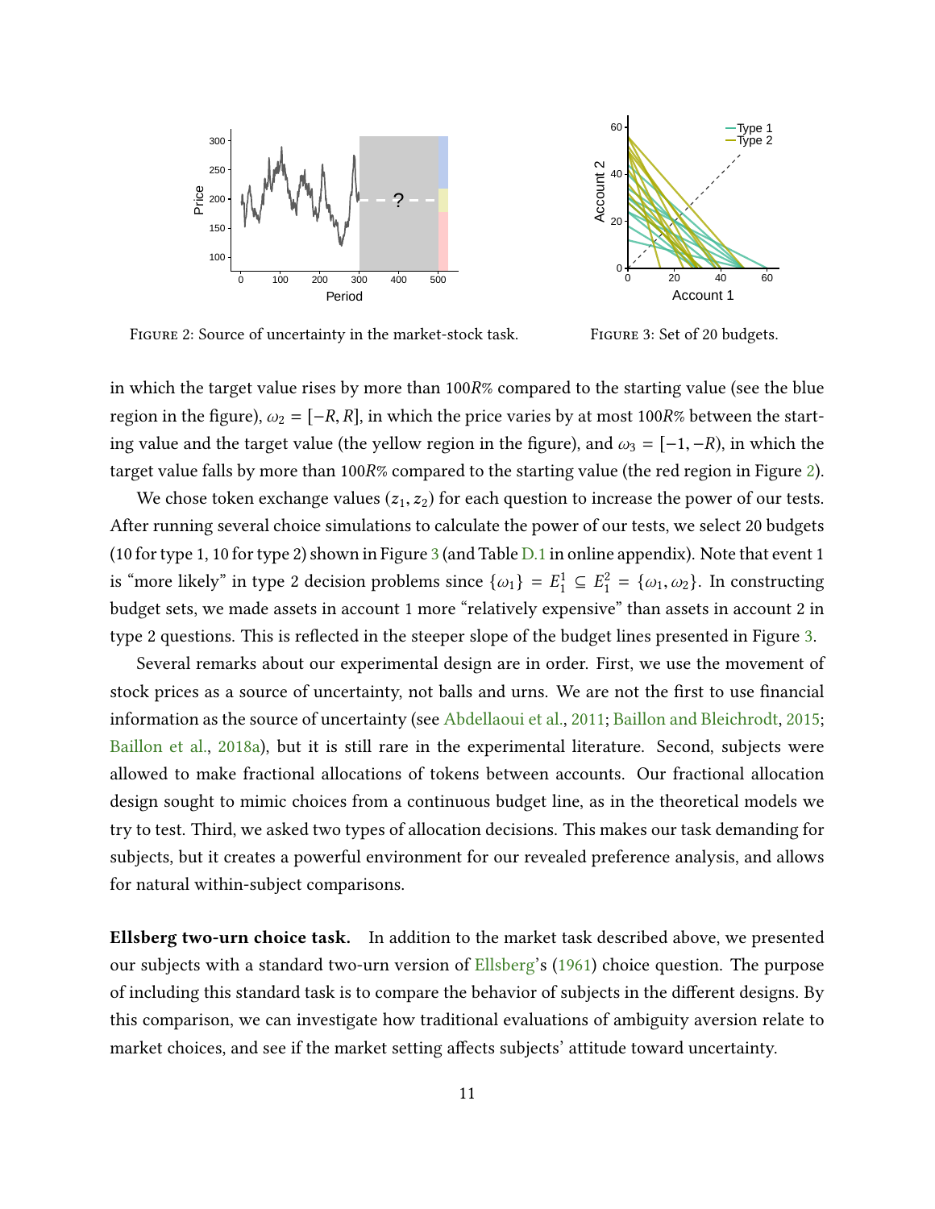FIGURE 2: Source of uncertainty in the market-stock task.

FIGURE 3: Set of 20 budgets.

in which the target value rises by more than $100R\%$ compared to the starting value (see the blue region in the figure), $\omega_2 = [-R, R]$, in which the price varies by at most $100R\%$ between the starting value and the target value (the yellow region in the figure), and $\omega_3 = [-1, -R)$, in which the target value falls by more than $100R\%$ compared to the starting value (the red region in Figure 2).

We chose token exchange values $(z_1, z_2)$ for each question to increase the power of our tests. After running several choice simulations to calculate the power of our tests, we select 20 budgets (10 for type 1, 10 for type 2) shown in Figure 3 (and Table D.1 in online appendix). Note that event 1 is "more likely" in type 2 decision problems since $\{\omega_1\} = E_1^1 \subseteq E_1^2 = \{\omega_1, \omega_2\}$. In constructing budget sets, we made assets in account 1 more "relatively expensive" than assets in account 2 in type 2 questions. This is reflected in the steeper slope of the budget lines presented in Figure 3.

Several remarks about our experimental design are in order. First, we use the movement of stock prices as a source of uncertainty, not balls and urns. We are not the first to use financial information as the source of uncertainty (see Abdellaoui et al., 2011; Baillon and Bleichrodt, 2015; Baillon et al., 2018a), but it is still rare in the experimental literature. Second, subjects were allowed to make fractional allocations of tokens between accounts. Our fractional allocation design sought to mimic choices from a continuous budget line, as in the theoretical models we try to test. Third, we asked two types of allocation decisions. This makes our task demanding for subjects, but it creates a powerful environment for our revealed preference analysis, and allows for natural within-subject comparisons.

**Ellsberg two-urn choice task.** In addition to the market task described above, we presented our subjects with a standard two-urn version of Ellsberg's (1961) choice question. The purpose of including this standard task is to compare the behavior of subjects in the different designs. By this comparison, we can investigate how traditional evaluations of ambiguity aversion relate to market choices, and see if the market setting affects subjects' attitude toward uncertainty.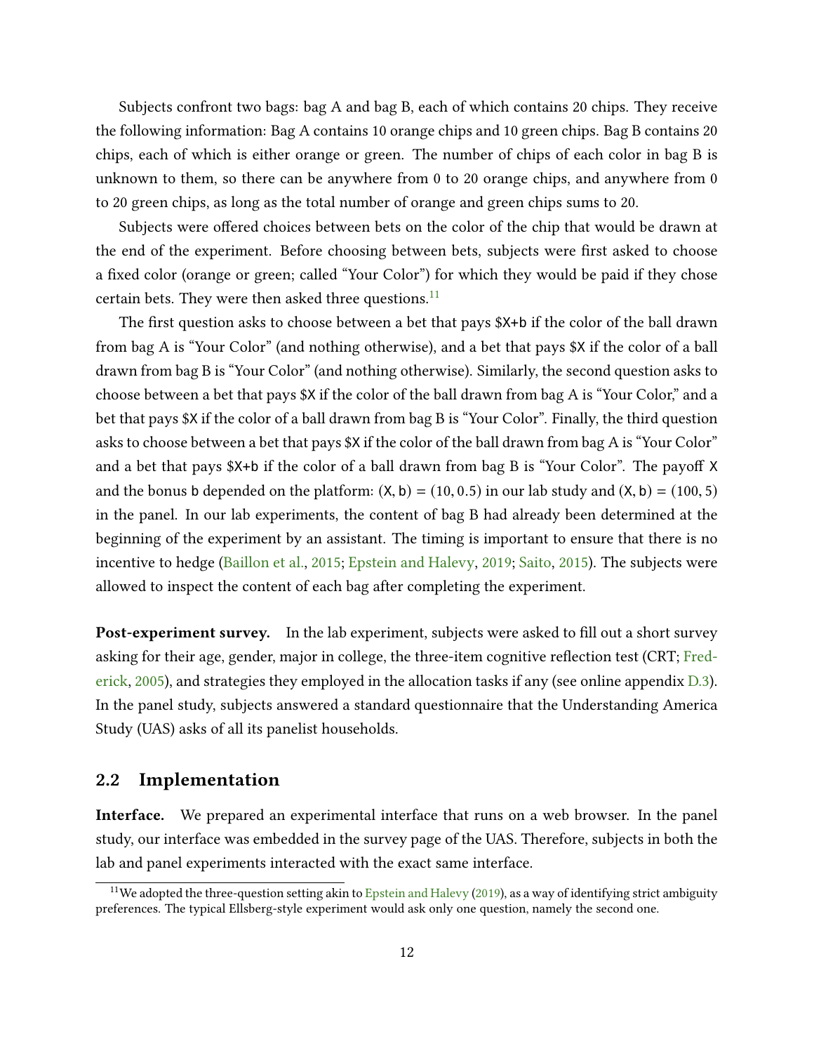Subjects confront two bags: bag A and bag B, each of which contains 20 chips. They receive the following information: Bag A contains 10 orange chips and 10 green chips. Bag B contains 20 chips, each of which is either orange or green. The number of chips of each color in bag B is unknown to them, so there can be anywhere from 0 to 20 orange chips, and anywhere from 0 to 20 green chips, as long as the total number of orange and green chips sums to 20.

Subjects were offered choices between bets on the color of the chip that would be drawn at the end of the experiment. Before choosing between bets, subjects were first asked to choose a fixed color (orange or green; called "Your Color") for which they would be paid if they chose certain bets. They were then asked three questions.[11]

The first question asks to choose between a bet that pays $X+b if the color of the ball drawn from bag A is "Your Color" (and nothing otherwise), and a bet that pays $X if the color of a ball drawn from bag B is "Your Color" (and nothing otherwise). Similarly, the second question asks to choose between a bet that pays $X if the color of the ball drawn from bag A is "Your Color," and a bet that pays $X if the color of a ball drawn from bag B is "Your Color". Finally, the third question asks to choose between a bet that pays $X if the color of the ball drawn from bag A is "Your Color" and a bet that pays $X+b if the color of a ball drawn from bag B is "Your Color". The payoff X and the bonus b depended on the platform: $(\mathtt{X}, \mathtt{b}) = (10, 0.5)$ in our lab study and $(\mathtt{X}, \mathtt{b}) = (100, 5)$ in the panel. In our lab experiments, the content of bag B had already been determined at the beginning of the experiment by an assistant. The timing is important to ensure that there is no incentive to hedge (Baillon et al., 2015; Epstein and Halevy, 2019; Saito, 2015). The subjects were allowed to inspect the content of each bag after completing the experiment.

**Post-experiment survey.** In the lab experiment, subjects were asked to fill out a short survey asking for their age, gender, major in college, the three-item cognitive reflection test (CRT; Frederick, 2005), and strategies they employed in the allocation tasks if any (see online appendix D.3). In the panel study, subjects answered a standard questionnaire that the Understanding America Study (UAS) asks of all its panelist households.

## 2.2 Implementation

**Interface.** We prepared an experimental interface that runs on a web browser. In the panel study, our interface was embedded in the survey page of the UAS. Therefore, subjects in both the lab and panel experiments interacted with the exact same interface.

[11] We adopted the three-question setting akin to Epstein and Halevy (2019), as a way of identifying strict ambiguity preferences. The typical Ellsberg-style experiment would ask only one question, namely the second one.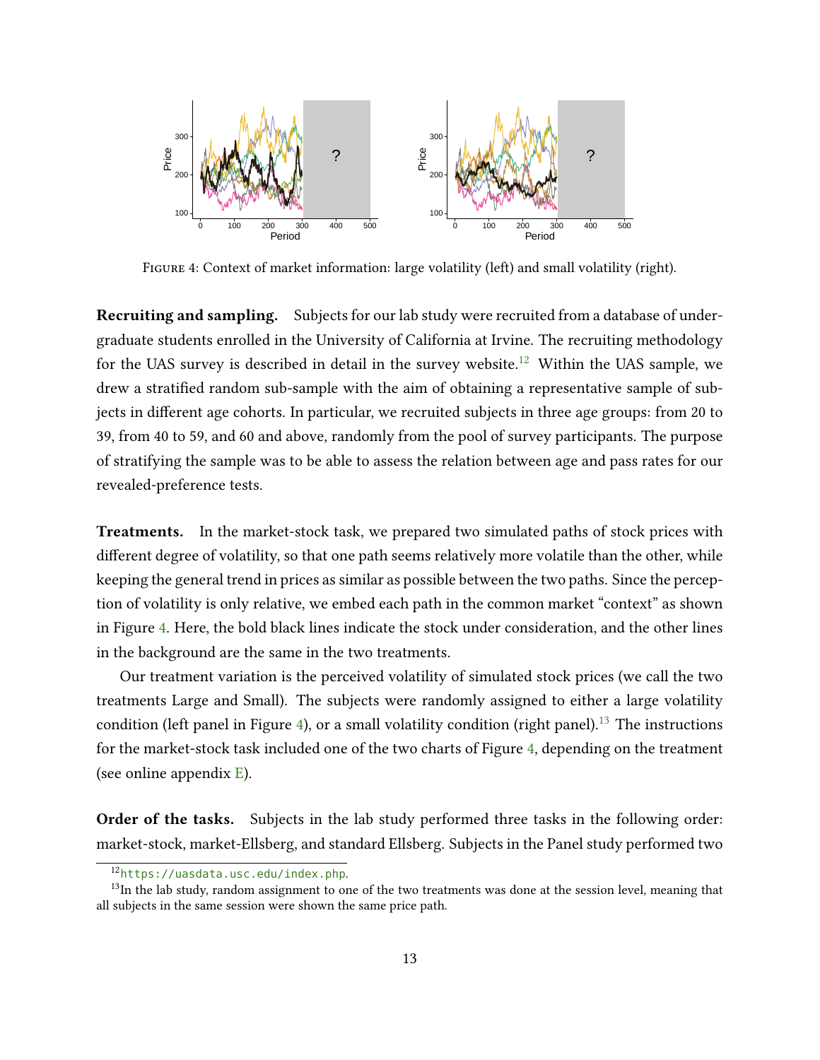FIGURE 4: Context of market information: large volatility (left) and small volatility (right).

**Recruiting and sampling.** Subjects for our lab study were recruited from a database of undergraduate students enrolled in the University of California at Irvine. The recruiting methodology for the UAS survey is described in detail in the survey website.[12] Within the UAS sample, we drew a stratified random sub-sample with the aim of obtaining a representative sample of subjects in different age cohorts. In particular, we recruited subjects in three age groups: from 20 to 39, from 40 to 59, and 60 and above, randomly from the pool of survey participants. The purpose of stratifying the sample was to be able to assess the relation between age and pass rates for our revealed-preference tests.

**Treatments.** In the market-stock task, we prepared two simulated paths of stock prices with different degree of volatility, so that one path seems relatively more volatile than the other, while keeping the general trend in prices as similar as possible between the two paths. Since the perception of volatility is only relative, we embed each path in the common market "context" as shown in Figure 4. Here, the bold black lines indicate the stock under consideration, and the other lines in the background are the same in the two treatments.

Our treatment variation is the perceived volatility of simulated stock prices (we call the two treatments Large and Small). The subjects were randomly assigned to either a large volatility condition (left panel in Figure 4), or a small volatility condition (right panel).[13] The instructions for the market-stock task included one of the two charts of Figure 4, depending on the treatment (see online appendix E).

**Order of the tasks.** Subjects in the lab study performed three tasks in the following order: market-stock, market-Ellsberg, and standard Ellsberg. Subjects in the Panel study performed two

[12] https://uasdata.usc.edu/index.php.

[13] In the lab study, random assignment to one of the two treatments was done at the session level, meaning that all subjects in the same session were shown the same price path.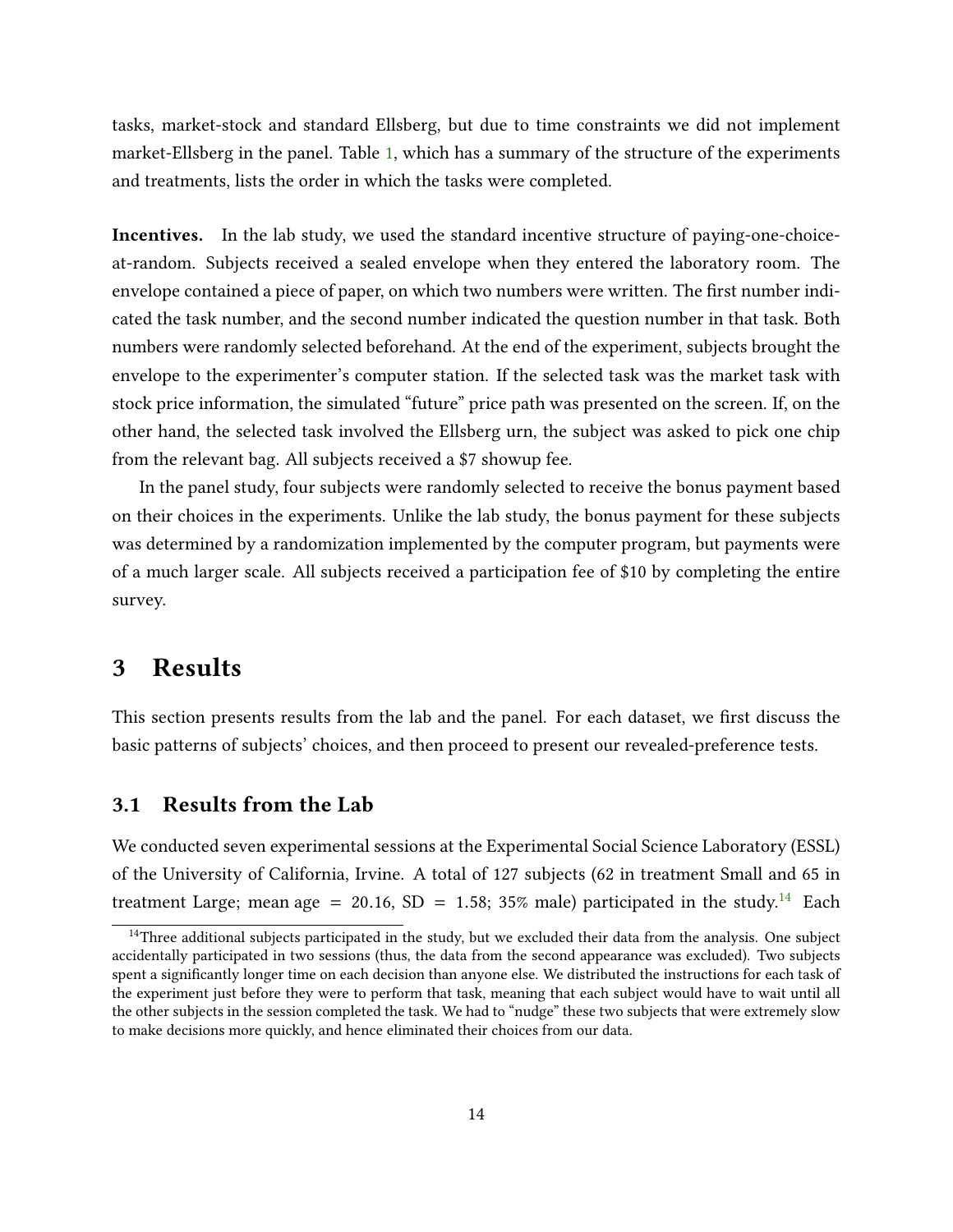tasks, market-stock and standard Ellsberg, but due to time constraints we did not implement market-Ellsberg in the panel. Table 1, which has a summary of the structure of the experiments and treatments, lists the order in which the tasks were completed.

**Incentives.** In the lab study, we used the standard incentive structure of paying-one-choice-at-random. Subjects received a sealed envelope when they entered the laboratory room. The envelope contained a piece of paper, on which two numbers were written. The first number indicated the task number, and the second number indicated the question number in that task. Both numbers were randomly selected beforehand. At the end of the experiment, subjects brought the envelope to the experimenter's computer station. If the selected task was the market task with stock price information, the simulated "future" price path was presented on the screen. If, on the other hand, the selected task involved the Ellsberg urn, the subject was asked to pick one chip from the relevant bag. All subjects received a $7 showup fee.

In the panel study, four subjects were randomly selected to receive the bonus payment based on their choices in the experiments. Unlike the lab study, the bonus payment for these subjects was determined by a randomization implemented by the computer program, but payments were of a much larger scale. All subjects received a participation fee of $10 by completing the entire survey.

# 3 Results

This section presents results from the lab and the panel. For each dataset, we first discuss the basic patterns of subjects' choices, and then proceed to present our revealed-preference tests.

## 3.1 Results from the Lab

We conducted seven experimental sessions at the Experimental Social Science Laboratory (ESSL) of the University of California, Irvine. A total of 127 subjects (62 in treatment Small and 65 in treatment Large; mean age = 20.16, SD = 1.58; 35% male) participated in the study.[14] Each

[14] Three additional subjects participated in the study, but we excluded their data from the analysis. One subject accidentally participated in two sessions (thus, the data from the second appearance was excluded). Two subjects spent a significantly longer time on each decision than anyone else. We distributed the instructions for each task of the experiment just before they were to perform that task, meaning that each subject would have to wait until all the other subjects in the session completed the task. We had to "nudge" these two subjects that were extremely slow to make decisions more quickly, and hence eliminated their choices from our data.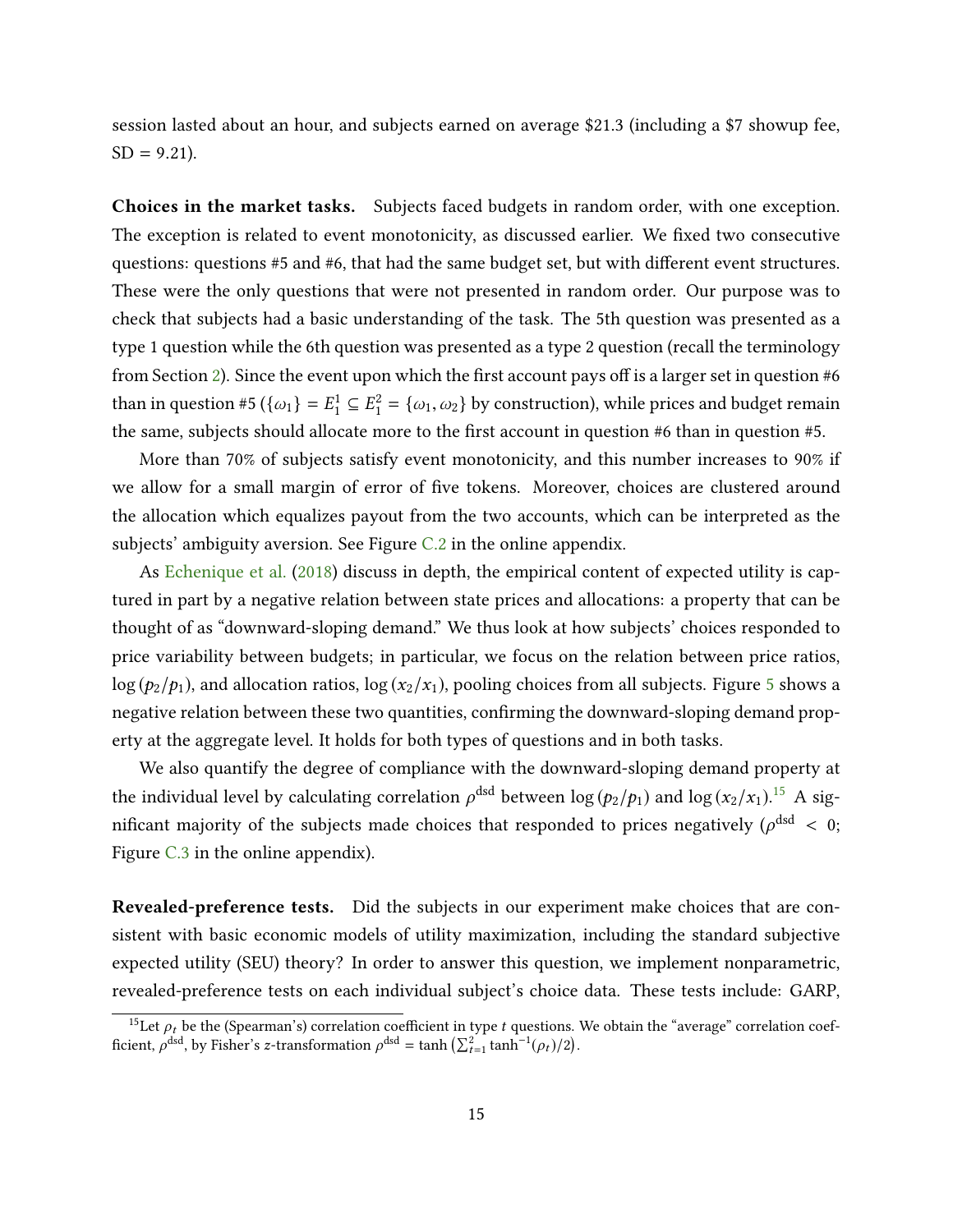session lasted about an hour, and subjects earned on average \$21.3 (including a \$7 showup fee, SD = 9.21).

**Choices in the market tasks.** Subjects faced budgets in random order, with one exception. The exception is related to event monotonicity, as discussed earlier. We fixed two consecutive questions: questions #5 and #6, that had the same budget set, but with different event structures. These were the only questions that were not presented in random order. Our purpose was to check that subjects had a basic understanding of the task. The 5th question was presented as a type 1 question while the 6th question was presented as a type 2 question (recall the terminology from Section 2). Since the event upon which the first account pays off is a larger set in question #6 than in question #5 ($\{\omega_1\} = E_1^1 \subseteq E_1^2 = \{\omega_1, \omega_2\}$ by construction), while prices and budget remain the same, subjects should allocate more to the first account in question #6 than in question #5.

More than 70% of subjects satisfy event monotonicity, and this number increases to 90% if we allow for a small margin of error of five tokens. Moreover, choices are clustered around the allocation which equalizes payout from the two accounts, which can be interpreted as the subjects' ambiguity aversion. See Figure C.2 in the online appendix.

As Echenique et al. (2018) discuss in depth, the empirical content of expected utility is captured in part by a negative relation between state prices and allocations: a property that can be thought of as "downward-sloping demand." We thus look at how subjects' choices responded to price variability between budgets; in particular, we focus on the relation between price ratios, $\log(p_2/p_1)$, and allocation ratios, $\log(x_2/x_1)$, pooling choices from all subjects. Figure 5 shows a negative relation between these two quantities, confirming the downward-sloping demand property at the aggregate level. It holds for both types of questions and in both tasks.

We also quantify the degree of compliance with the downward-sloping demand property at the individual level by calculating correlation $\rho^{\text{dsd}}$ between $\log(p_2/p_1)$ and $\log(x_2/x_1)$.[15] A significant majority of the subjects made choices that responded to prices negatively ($\rho^{\text{dsd}} < 0$; Figure C.3 in the online appendix).

**Revealed-preference tests.** Did the subjects in our experiment make choices that are consistent with basic economic models of utility maximization, including the standard subjective expected utility (SEU) theory? In order to answer this question, we implement nonparametric, revealed-preference tests on each individual subject's choice data. These tests include: GARP,

[15] Let $\rho_t$ be the (Spearman's) correlation coefficient in type $t$ questions. We obtain the "average" correlation coefficient, $\rho^{\text{dsd}}$, by Fisher's $z$-transformation $\rho^{\text{dsd}} = \tanh\left(\sum_{t=1}^{2} \tanh^{-1}(\rho_t)/2\right)$.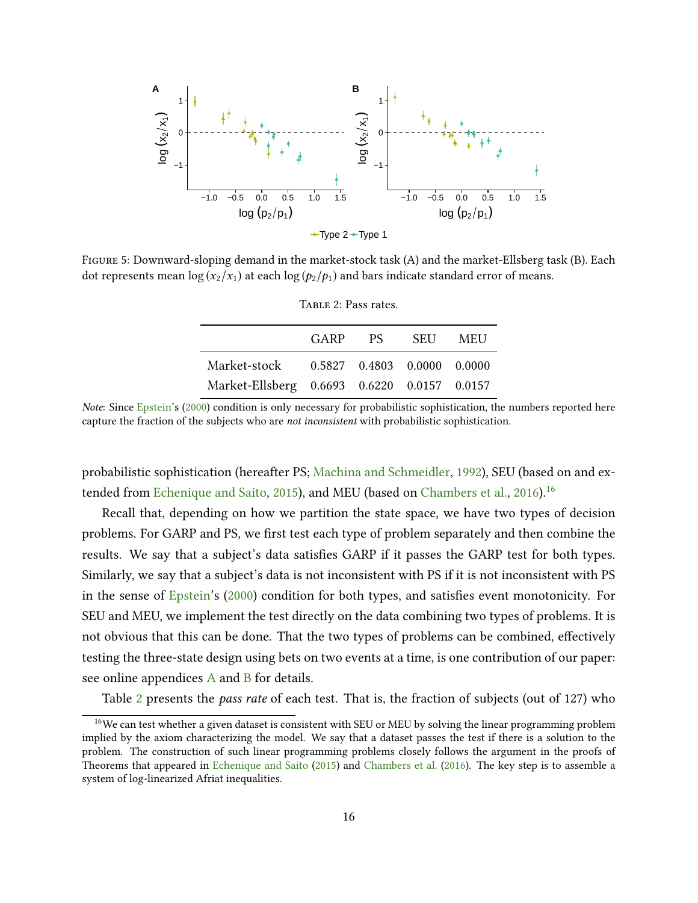FIGURE 5: Downward-sloping demand in the market-stock task (A) and the market-Ellsberg task (B). Each dot represents mean $\log(x_2/x_1)$ at each $\log(p_2/p_1)$ and bars indicate standard error of means.

TABLE 2: Pass rates.

| | GARP | PS | SEU | MEU |
|---|---|---|---|---|
| Market-stock | 0.5827 | 0.4803 | 0.0000 | 0.0000 |
| Market-Ellsberg | 0.6693 | 0.6220 | 0.0157 | 0.0157 |

*Note*: Since Epstein's (2000) condition is only necessary for probabilistic sophistication, the numbers reported here capture the fraction of the subjects who are *not inconsistent* with probabilistic sophistication.

probabilistic sophistication (hereafter PS; Machina and Schmeidler, 1992), SEU (based on and extended from Echenique and Saito, 2015), and MEU (based on Chambers et al., 2016).[16]

Recall that, depending on how we partition the state space, we have two types of decision problems. For GARP and PS, we first test each type of problem separately and then combine the results. We say that a subject's data satisfies GARP if it passes the GARP test for both types. Similarly, we say that a subject's data is not inconsistent with PS if it is not inconsistent with PS in the sense of Epstein's (2000) condition for both types, and satisfies event monotonicity. For SEU and MEU, we implement the test directly on the data combining two types of problems. It is not obvious that this can be done. That the two types of problems can be combined, effectively testing the three-state design using bets on two events at a time, is one contribution of our paper: see online appendices A and B for details.

Table 2 presents the *pass rate* of each test. That is, the fraction of subjects (out of 127) who

[16] We can test whether a given dataset is consistent with SEU or MEU by solving the linear programming problem implied by the axiom characterizing the model. We say that a dataset passes the test if there is a solution to the problem. The construction of such linear programming problems closely follows the argument in the proofs of Theorems that appeared in Echenique and Saito (2015) and Chambers et al. (2016). The key step is to assemble a system of log-linearized Afriat inequalities.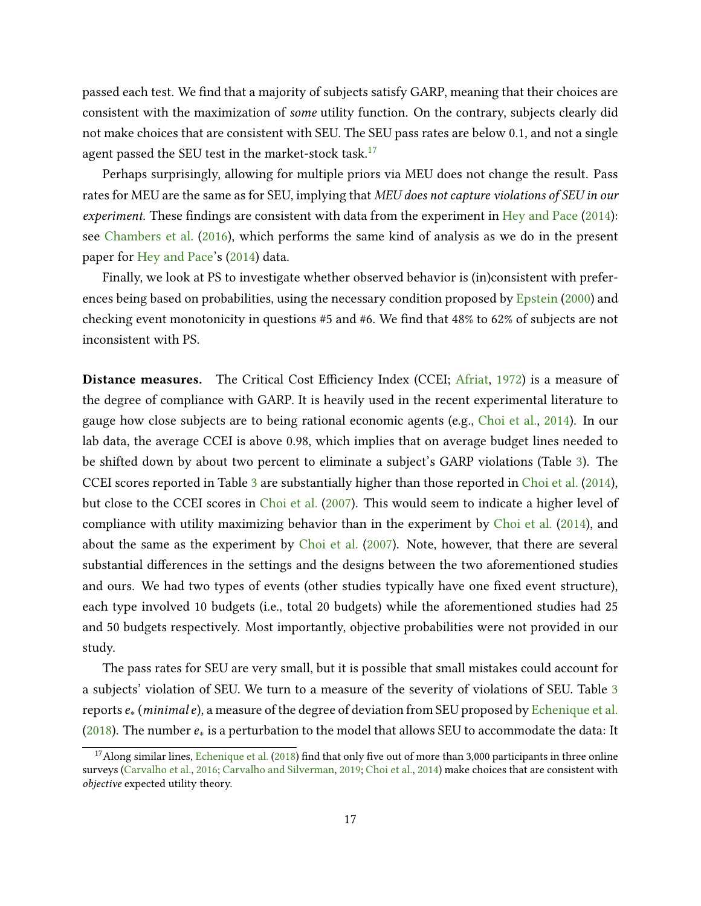passed each test. We find that a majority of subjects satisfy GARP, meaning that their choices are consistent with the maximization of *some* utility function. On the contrary, subjects clearly did not make choices that are consistent with SEU. The SEU pass rates are below 0.1, and not a single agent passed the SEU test in the market-stock task.[17]

Perhaps surprisingly, allowing for multiple priors via MEU does not change the result. Pass rates for MEU are the same as for SEU, implying that *MEU does not capture violations of SEU in our experiment.* These findings are consistent with data from the experiment in Hey and Pace (2014): see Chambers et al. (2016), which performs the same kind of analysis as we do in the present paper for Hey and Pace's (2014) data.

Finally, we look at PS to investigate whether observed behavior is (in)consistent with preferences being based on probabilities, using the necessary condition proposed by Epstein (2000) and checking event monotonicity in questions #5 and #6. We find that 48% to 62% of subjects are not inconsistent with PS.

**Distance measures.** The Critical Cost Efficiency Index (CCEI; Afriat, 1972) is a measure of the degree of compliance with GARP. It is heavily used in the recent experimental literature to gauge how close subjects are to being rational economic agents (e.g., Choi et al., 2014). In our lab data, the average CCEI is above 0.98, which implies that on average budget lines needed to be shifted down by about two percent to eliminate a subject's GARP violations (Table 3). The CCEI scores reported in Table 3 are substantially higher than those reported in Choi et al. (2014), but close to the CCEI scores in Choi et al. (2007). This would seem to indicate a higher level of compliance with utility maximizing behavior than in the experiment by Choi et al. (2014), and about the same as the experiment by Choi et al. (2007). Note, however, that there are several substantial differences in the settings and the designs between the two aforementioned studies and ours. We had two types of events (other studies typically have one fixed event structure), each type involved 10 budgets (i.e., total 20 budgets) while the aforementioned studies had 25 and 50 budgets respectively. Most importantly, objective probabilities were not provided in our study.

The pass rates for SEU are very small, but it is possible that small mistakes could account for a subjects' violation of SEU. We turn to a measure of the severity of violations of SEU. Table 3 reports $e_*$ (*minimal* $e$), a measure of the degree of deviation from SEU proposed by Echenique et al. (2018). The number $e_*$ is a perturbation to the model that allows SEU to accommodate the data: It

[17] Along similar lines, Echenique et al. (2018) find that only five out of more than 3,000 participants in three online surveys (Carvalho et al., 2016; Carvalho and Silverman, 2019; Choi et al., 2014) make choices that are consistent with *objective* expected utility theory.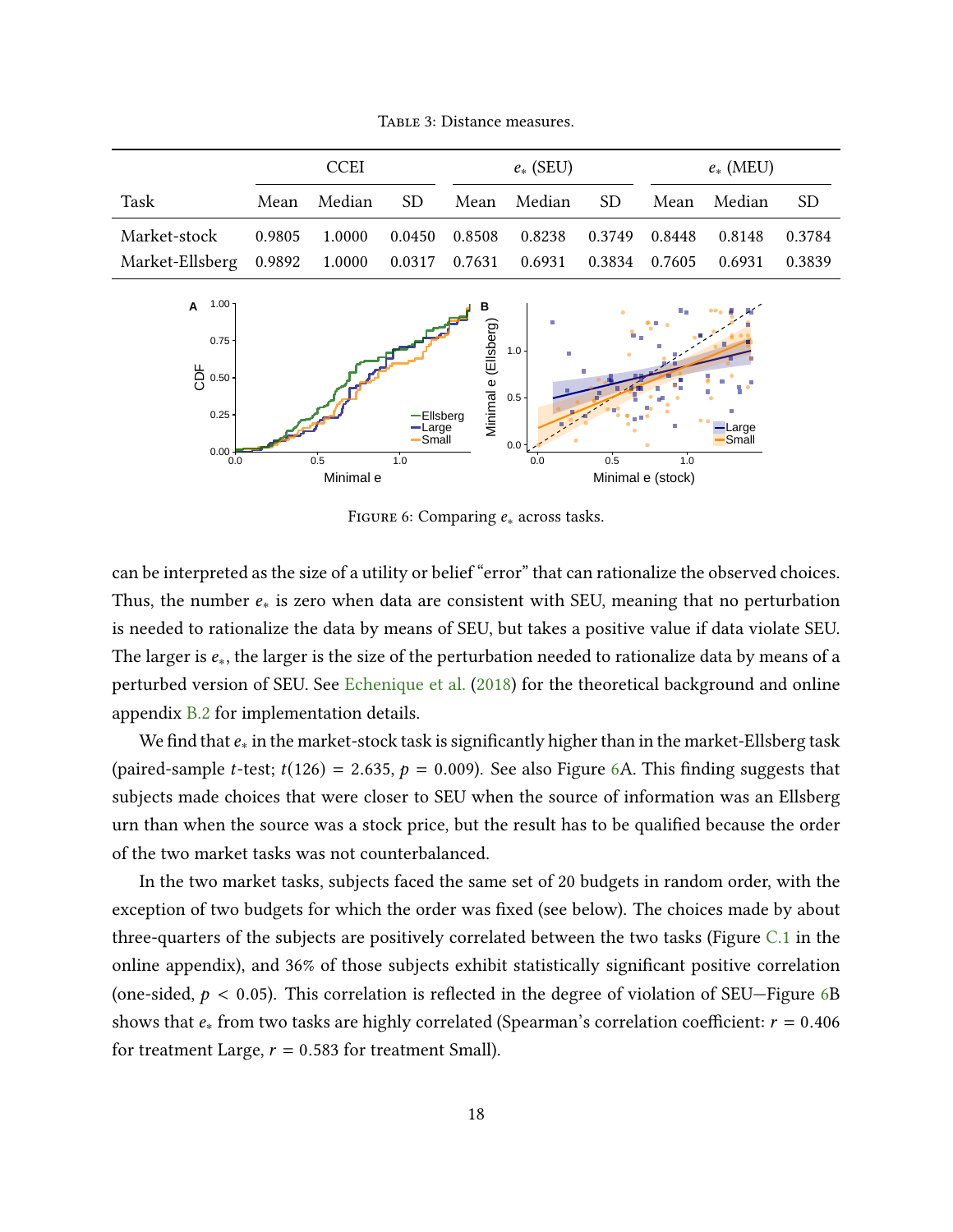Table 3: Distance measures.

| Task | CCEI | | | $e_*$ (SEU) | | | $e_*$ (MEU) | | |
|---|---|---|---|---|---|---|---|---|---|
| | Mean | Median | SD | Mean | Median | SD | Mean | Median | SD |
| Market-stock | 0.9805 | 1.0000 | 0.0450 | 0.8508 | 0.8238 | 0.3749 | 0.8448 | 0.8148 | 0.3784 |
| Market-Ellsberg | 0.9892 | 1.0000 | 0.0317 | 0.7631 | 0.6931 | 0.3834 | 0.7605 | 0.6931 | 0.3839 |

Figure 6: Comparing $e_*$ across tasks.

can be interpreted as the size of a utility or belief "error" that can rationalize the observed choices. Thus, the number $e_*$ is zero when data are consistent with SEU, meaning that no perturbation is needed to rationalize the data by means of SEU, but takes a positive value if data violate SEU. The larger is $e_*$, the larger is the size of the perturbation needed to rationalize data by means of a perturbed version of SEU. See Echenique et al. (2018) for the theoretical background and online appendix B.2 for implementation details.

We find that $e_*$ in the market-stock task is significantly higher than in the market-Ellsberg task (paired-sample $t$-test; $t(126) = 2.635$, $p = 0.009$). See also Figure 6A. This finding suggests that subjects made choices that were closer to SEU when the source of information was an Ellsberg urn than when the source was a stock price, but the result has to be qualified because the order of the two market tasks was not counterbalanced.

In the two market tasks, subjects faced the same set of 20 budgets in random order, with the exception of two budgets for which the order was fixed (see below). The choices made by about three-quarters of the subjects are positively correlated between the two tasks (Figure C.1 in the online appendix), and 36% of those subjects exhibit statistically significant positive correlation (one-sided, $p < 0.05$). This correlation is reflected in the degree of violation of SEU—Figure 6B shows that $e_*$ from two tasks are highly correlated (Spearman's correlation coefficient: $r = 0.406$ for treatment Large, $r = 0.583$ for treatment Small).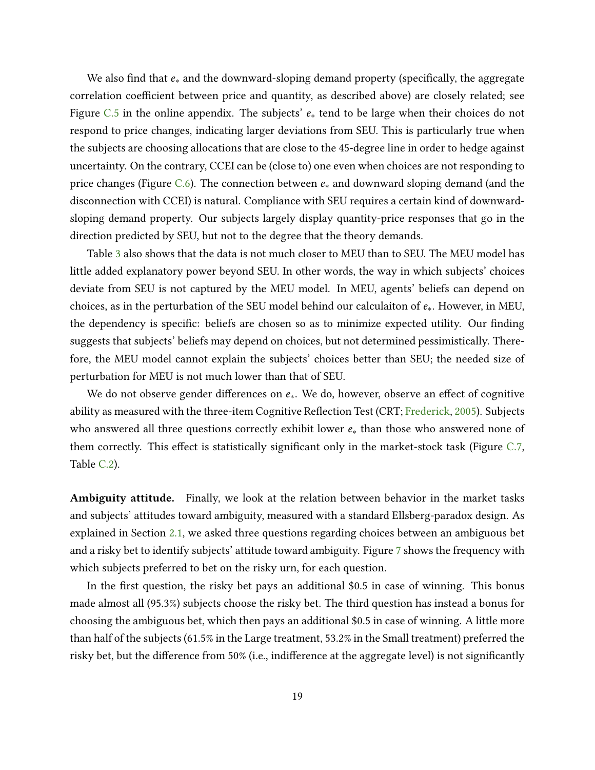We also find that $e_*$ and the downward-sloping demand property (specifically, the aggregate correlation coefficient between price and quantity, as described above) are closely related; see Figure C.5 in the online appendix. The subjects' $e_*$ tend to be large when their choices do not respond to price changes, indicating larger deviations from SEU. This is particularly true when the subjects are choosing allocations that are close to the 45-degree line in order to hedge against uncertainty. On the contrary, CCEI can be (close to) one even when choices are not responding to price changes (Figure C.6). The connection between $e_*$ and downward sloping demand (and the disconnection with CCEI) is natural. Compliance with SEU requires a certain kind of downward-sloping demand property. Our subjects largely display quantity-price responses that go in the direction predicted by SEU, but not to the degree that the theory demands.

Table 3 also shows that the data is not much closer to MEU than to SEU. The MEU model has little added explanatory power beyond SEU. In other words, the way in which subjects' choices deviate from SEU is not captured by the MEU model. In MEU, agents' beliefs can depend on choices, as in the perturbation of the SEU model behind our calculaiton of $e_*$. However, in MEU, the dependency is specific: beliefs are chosen so as to minimize expected utility. Our finding suggests that subjects' beliefs may depend on choices, but not determined pessimistically. Therefore, the MEU model cannot explain the subjects' choices better than SEU; the needed size of perturbation for MEU is not much lower than that of SEU.

We do not observe gender differences on $e_*$. We do, however, observe an effect of cognitive ability as measured with the three-item Cognitive Reflection Test (CRT; Frederick, 2005). Subjects who answered all three questions correctly exhibit lower $e_*$ than those who answered none of them correctly. This effect is statistically significant only in the market-stock task (Figure C.7, Table C.2).

**Ambiguity attitude.** Finally, we look at the relation between behavior in the market tasks and subjects' attitudes toward ambiguity, measured with a standard Ellsberg-paradox design. As explained in Section 2.1, we asked three questions regarding choices between an ambiguous bet and a risky bet to identify subjects' attitude toward ambiguity. Figure 7 shows the frequency with which subjects preferred to bet on the risky urn, for each question.

In the first question, the risky bet pays an additional \$0.5 in case of winning. This bonus made almost all (95.3%) subjects choose the risky bet. The third question has instead a bonus for choosing the ambiguous bet, which then pays an additional \$0.5 in case of winning. A little more than half of the subjects (61.5% in the Large treatment, 53.2% in the Small treatment) preferred the risky bet, but the difference from 50% (i.e., indifference at the aggregate level) is not significantly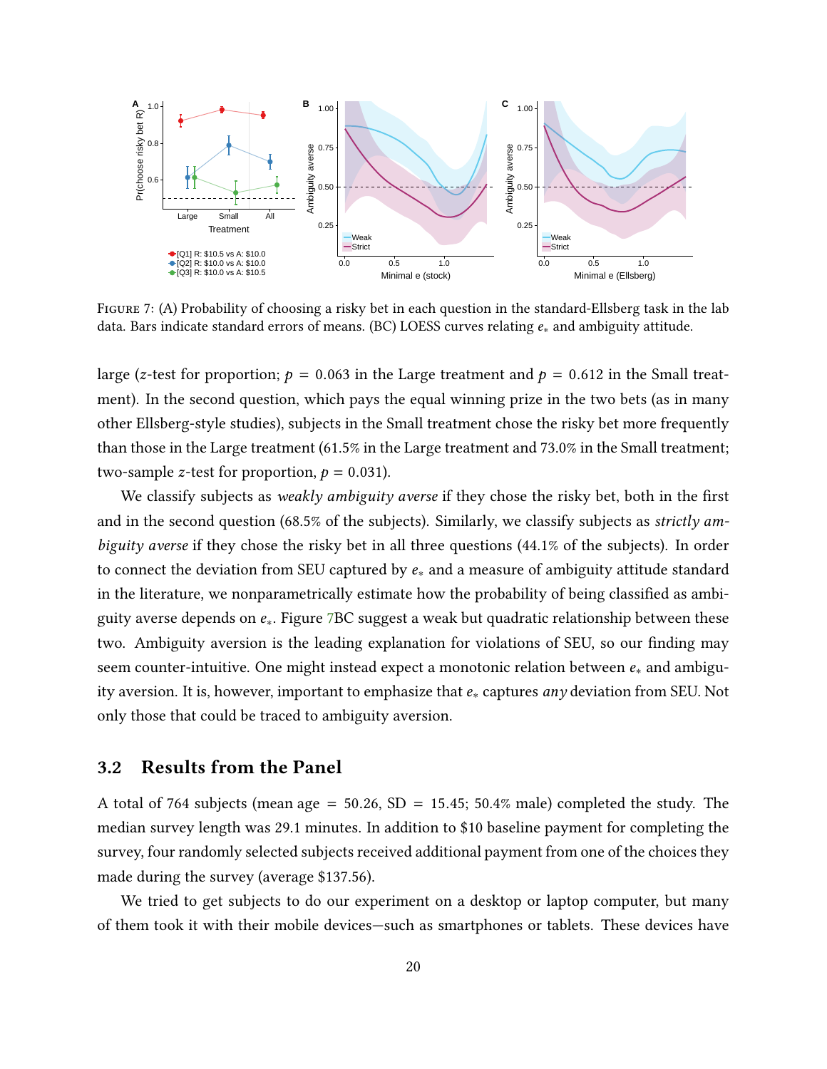FIGURE 7: (A) Probability of choosing a risky bet in each question in the standard-Ellsberg task in the lab data. Bars indicate standard errors of means. (BC) LOESS curves relating $e_*$ and ambiguity attitude.

large ($z$-test for proportion; $p = 0.063$ in the Large treatment and $p = 0.612$ in the Small treatment). In the second question, which pays the equal winning prize in the two bets (as in many other Ellsberg-style studies), subjects in the Small treatment chose the risky bet more frequently than those in the Large treatment (61.5% in the Large treatment and 73.0% in the Small treatment; two-sample $z$-test for proportion, $p = 0.031$).

We classify subjects as *weakly ambiguity averse* if they chose the risky bet, both in the first and in the second question (68.5% of the subjects). Similarly, we classify subjects as *strictly ambiguity averse* if they chose the risky bet in all three questions (44.1% of the subjects). In order to connect the deviation from SEU captured by $e_*$ and a measure of ambiguity attitude standard in the literature, we nonparametrically estimate how the probability of being classified as ambiguity averse depends on $e_*$. Figure 7BC suggest a weak but quadratic relationship between these two. Ambiguity aversion is the leading explanation for violations of SEU, so our finding may seem counter-intuitive. One might instead expect a monotonic relation between $e_*$ and ambiguity aversion. It is, however, important to emphasize that $e_*$ captures *any* deviation from SEU. Not only those that could be traced to ambiguity aversion.

## 3.2 Results from the Panel

A total of 764 subjects (mean age = 50.26, SD = 15.45; 50.4% male) completed the study. The median survey length was 29.1 minutes. In addition to $10 baseline payment for completing the survey, four randomly selected subjects received additional payment from one of the choices they made during the survey (average $137.56).

We tried to get subjects to do our experiment on a desktop or laptop computer, but many of them took it with their mobile devices—such as smartphones or tablets. These devices have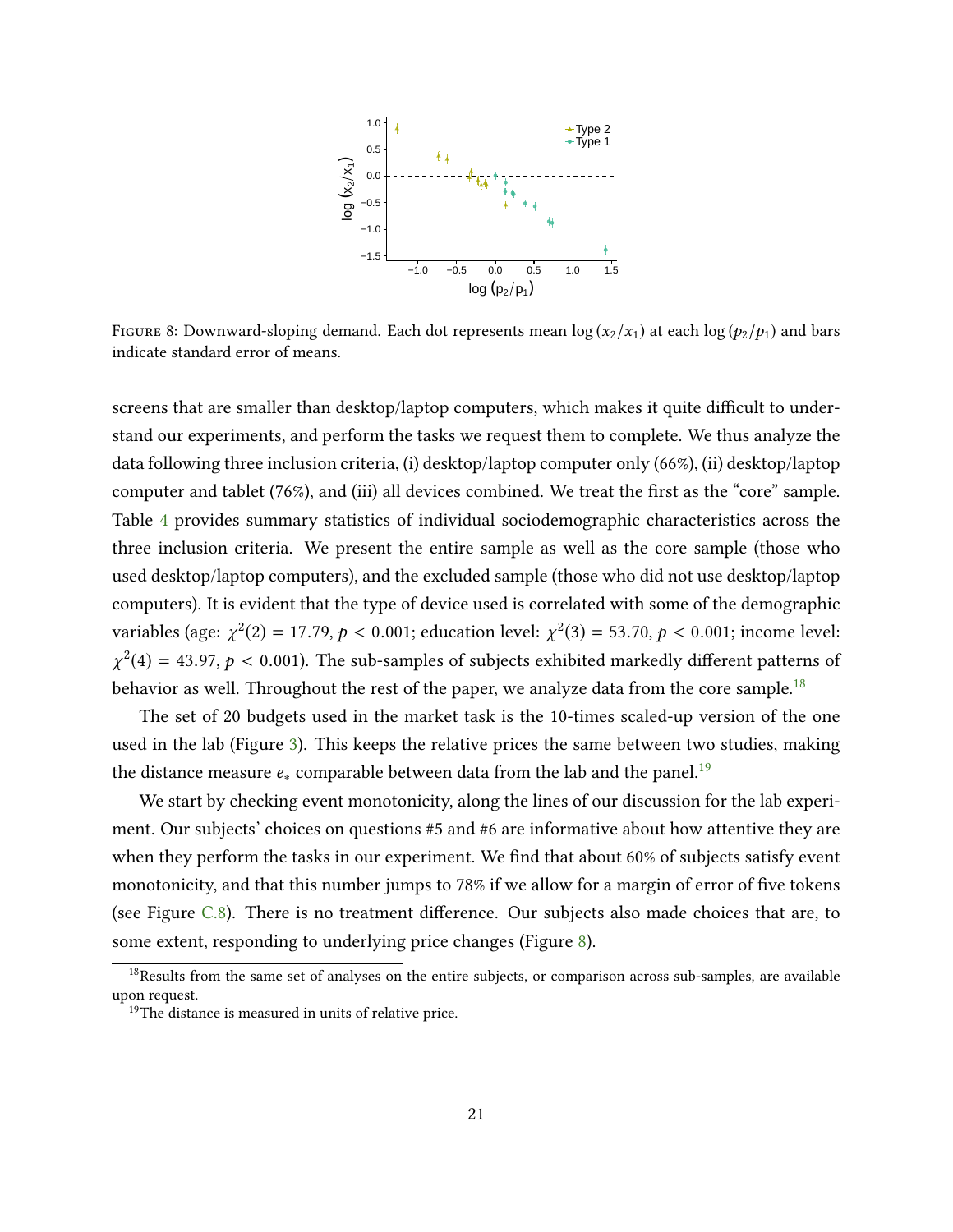FIGURE 8: Downward-sloping demand. Each dot represents mean $\log(x_2/x_1)$ at each $\log(p_2/p_1)$ and bars indicate standard error of means.

screens that are smaller than desktop/laptop computers, which makes it quite difficult to understand our experiments, and perform the tasks we request them to complete. We thus analyze the data following three inclusion criteria, (i) desktop/laptop computer only (66%), (ii) desktop/laptop computer and tablet (76%), and (iii) all devices combined. We treat the first as the "core" sample. Table 4 provides summary statistics of individual sociodemographic characteristics across the three inclusion criteria. We present the entire sample as well as the core sample (those who used desktop/laptop computers), and the excluded sample (those who did not use desktop/laptop computers). It is evident that the type of device used is correlated with some of the demographic variables (age: $\chi^2(2) = 17.79$, $p < 0.001$; education level: $\chi^2(3) = 53.70$, $p < 0.001$; income level: $\chi^2(4) = 43.97$, $p < 0.001$). The sub-samples of subjects exhibited markedly different patterns of behavior as well. Throughout the rest of the paper, we analyze data from the core sample.[18]

The set of 20 budgets used in the market task is the 10-times scaled-up version of the one used in the lab (Figure 3). This keeps the relative prices the same between two studies, making the distance measure $e_*$ comparable between data from the lab and the panel.[19]

We start by checking event monotonicity, along the lines of our discussion for the lab experiment. Our subjects' choices on questions #5 and #6 are informative about how attentive they are when they perform the tasks in our experiment. We find that about 60% of subjects satisfy event monotonicity, and that this number jumps to 78% if we allow for a margin of error of five tokens (see Figure C.8). There is no treatment difference. Our subjects also made choices that are, to some extent, responding to underlying price changes (Figure 8).

[18] Results from the same set of analyses on the entire subjects, or comparison across sub-samples, are available upon request.

[19] The distance is measured in units of relative price.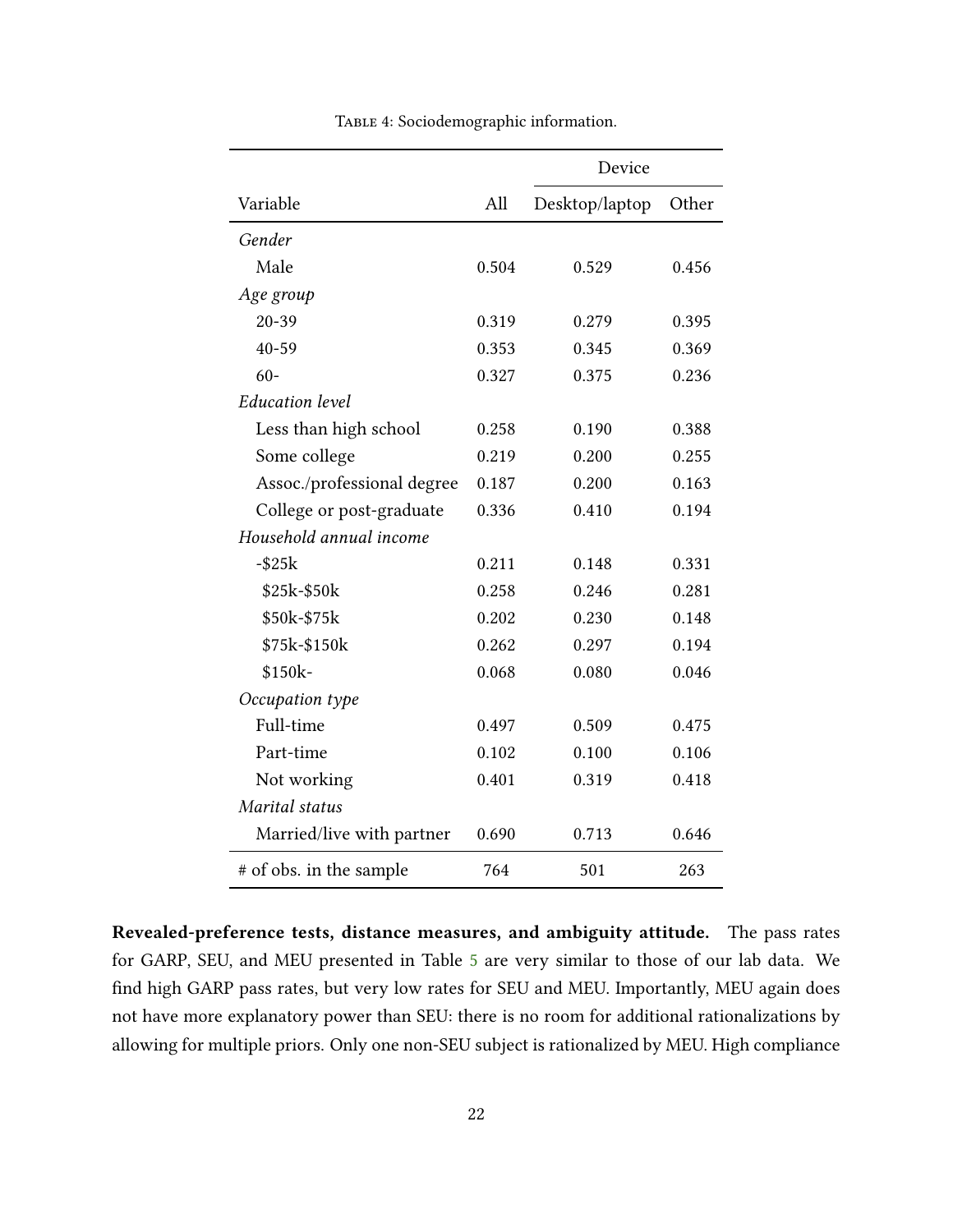Table 4: Sociodemographic information.

| Variable | All | Device | |
|---|---|---|---|
| | | Desktop/laptop | Other |
| *Gender* | | | |
| Male | 0.504 | 0.529 | 0.456 |
| *Age group* | | | |
| 20-39 | 0.319 | 0.279 | 0.395 |
| 40-59 | 0.353 | 0.345 | 0.369 |
| 60- | 0.327 | 0.375 | 0.236 |
| *Education level* | | | |
| Less than high school | 0.258 | 0.190 | 0.388 |
| Some college | 0.219 | 0.200 | 0.255 |
| Assoc./professional degree | 0.187 | 0.200 | 0.163 |
| College or post-graduate | 0.336 | 0.410 | 0.194 |
| *Household annual income* | | | |
| -$25k | 0.211 | 0.148 | 0.331 |
| $25k-$50k | 0.258 | 0.246 | 0.281 |
| $50k-$75k | 0.202 | 0.230 | 0.148 |
| $75k-$150k | 0.262 | 0.297 | 0.194 |
| $150k- | 0.068 | 0.080 | 0.046 |
| *Occupation type* | | | |
| Full-time | 0.497 | 0.509 | 0.475 |
| Part-time | 0.102 | 0.100 | 0.106 |
| Not working | 0.401 | 0.319 | 0.418 |
| *Marital status* | | | |
| Married/live with partner | 0.690 | 0.713 | 0.646 |
| # of obs. in the sample | 764 | 501 | 263 |

**Revealed-preference tests, distance measures, and ambiguity attitude.** The pass rates for GARP, SEU, and MEU presented in Table 5 are very similar to those of our lab data. We find high GARP pass rates, but very low rates for SEU and MEU. Importantly, MEU again does not have more explanatory power than SEU: there is no room for additional rationalizations by allowing for multiple priors. Only one non-SEU subject is rationalized by MEU. High compliance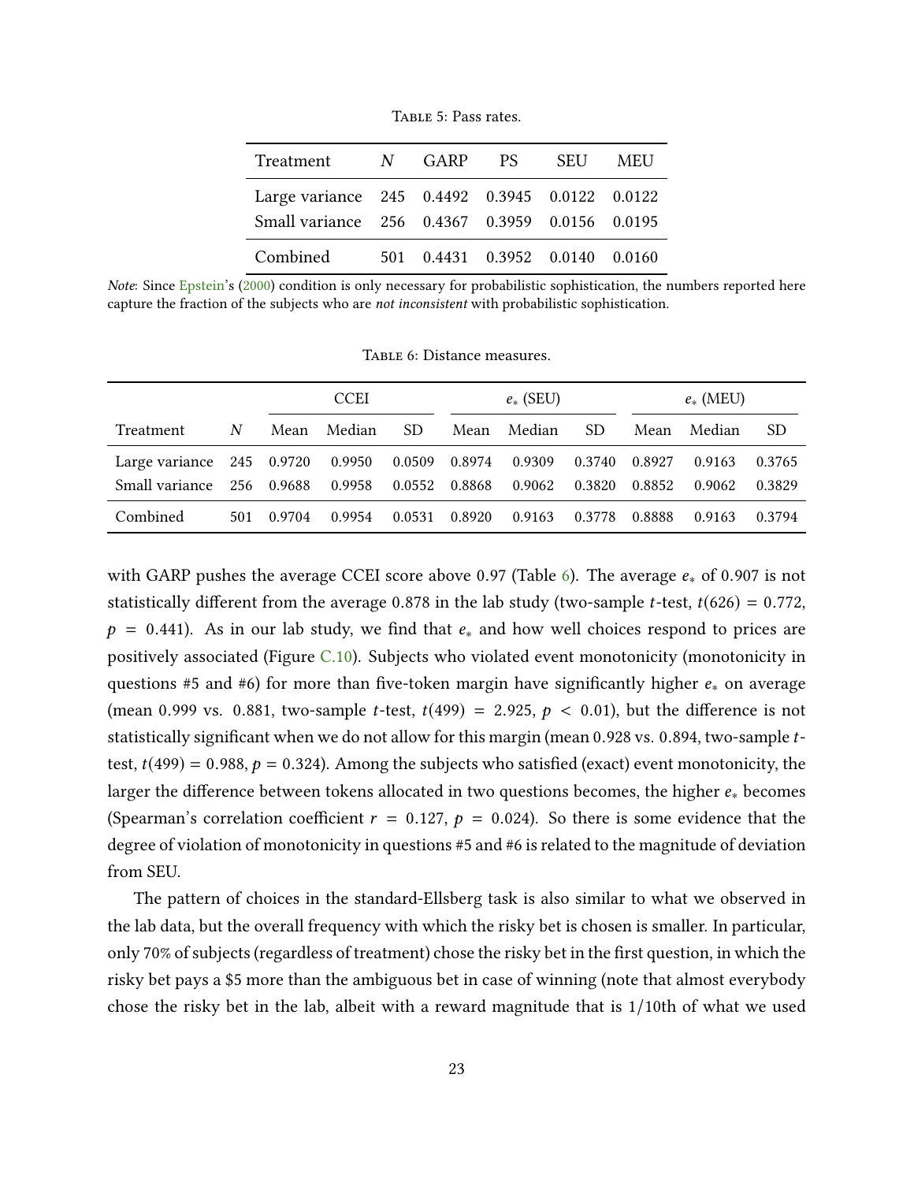Table 5: Pass rates.

| Treatment | $N$ | GARP | PS | SEU | MEU |
|---|---|---|---|---|---|
| Large variance | 245 | 0.4492 | 0.3945 | 0.0122 | 0.0122 |
| Small variance | 256 | 0.4367 | 0.3959 | 0.0156 | 0.0195 |
| Combined | 501 | 0.4431 | 0.3952 | 0.0140 | 0.0160 |

*Note*: Since Epstein's (2000) condition is only necessary for probabilistic sophistication, the numbers reported here capture the fraction of the subjects who are *not inconsistent* with probabilistic sophistication.

Table 6: Distance measures.

| | | CCEI | | | $e_*$ (SEU) | | | $e_*$ (MEU) | | |
|---|---|---|---|---|---|---|---|---|---|---|
| Treatment | $N$ | Mean | Median | SD | Mean | Median | SD | Mean | Median | SD |
| Large variance | 245 | 0.9720 | 0.9950 | 0.0509 | 0.8974 | 0.9309 | 0.3740 | 0.8927 | 0.9163 | 0.3765 |
| Small variance | 256 | 0.9688 | 0.9958 | 0.0552 | 0.8868 | 0.9062 | 0.3820 | 0.8852 | 0.9062 | 0.3829 |
| Combined | 501 | 0.9704 | 0.9954 | 0.0531 | 0.8920 | 0.9163 | 0.3778 | 0.8888 | 0.9163 | 0.3794 |

with GARP pushes the average CCEI score above 0.97 (Table 6). The average $e_*$ of 0.907 is not statistically different from the average 0.878 in the lab study (two-sample $t$-test, $t(626) = 0.772$, $p = 0.441$). As in our lab study, we find that $e_*$ and how well choices respond to prices are positively associated (Figure C.10). Subjects who violated event monotonicity (monotonicity in questions #5 and #6) for more than five-token margin have significantly higher $e_*$ on average (mean 0.999 vs. 0.881, two-sample $t$-test, $t(499) = 2.925$, $p < 0.01$), but the difference is not statistically significant when we do not allow for this margin (mean 0.928 vs. 0.894, two-sample $t$-test, $t(499) = 0.988$, $p = 0.324$). Among the subjects who satisfied (exact) event monotonicity, the larger the difference between tokens allocated in two questions becomes, the higher $e_*$ becomes (Spearman's correlation coefficient $r = 0.127$, $p = 0.024$). So there is some evidence that the degree of violation of monotonicity in questions #5 and #6 is related to the magnitude of deviation from SEU.

The pattern of choices in the standard-Ellsberg task is also similar to what we observed in the lab data, but the overall frequency with which the risky bet is chosen is smaller. In particular, only 70% of subjects (regardless of treatment) chose the risky bet in the first question, in which the risky bet pays a \$5 more than the ambiguous bet in case of winning (note that almost everybody chose the risky bet in the lab, albeit with a reward magnitude that is 1/10th of what we used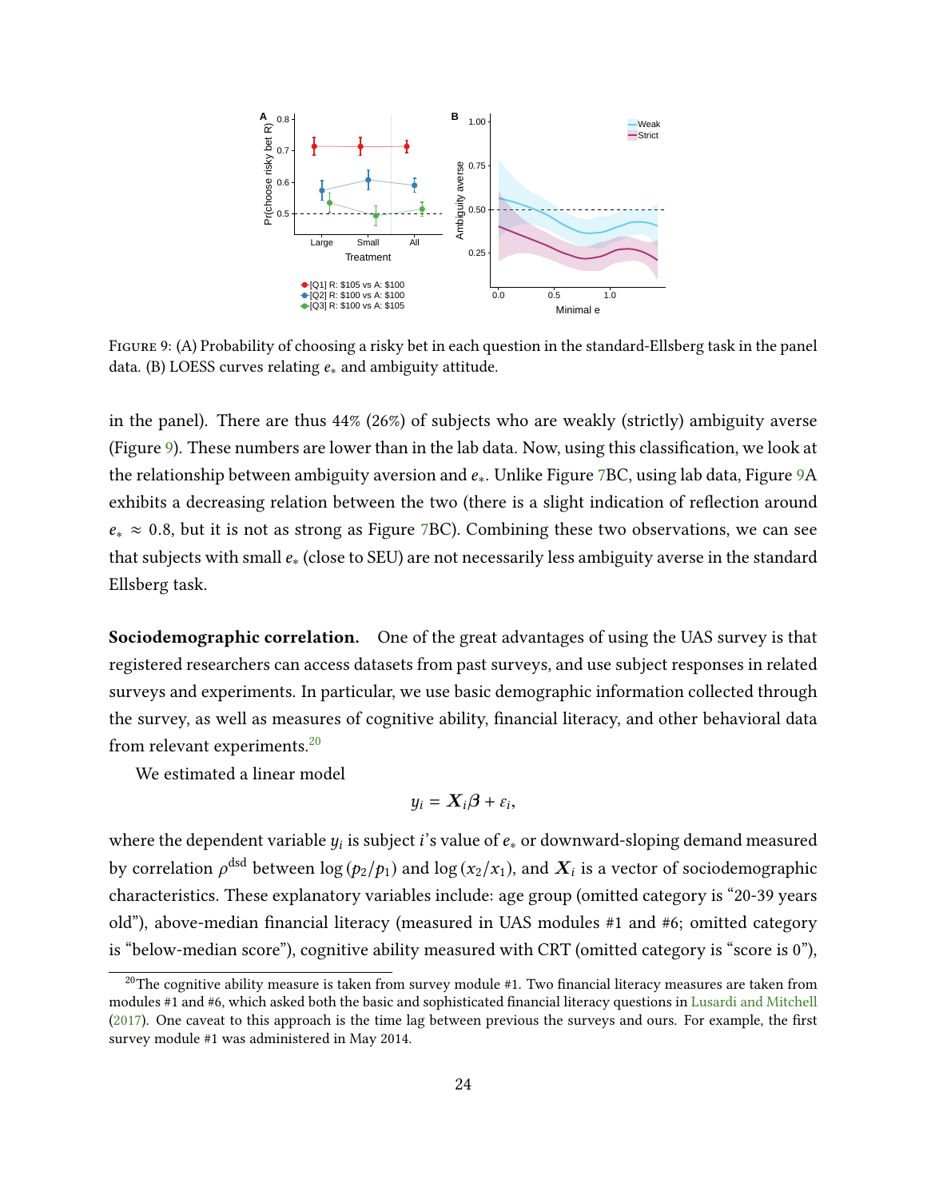FIGURE 9: (A) Probability of choosing a risky bet in each question in the standard-Ellsberg task in the panel data. (B) LOESS curves relating $e_*$ and ambiguity attitude.

in the panel). There are thus 44% (26%) of subjects who are weakly (strictly) ambiguity averse (Figure 9). These numbers are lower than in the lab data. Now, using this classification, we look at the relationship between ambiguity aversion and $e_*$. Unlike Figure 7BC, using lab data, Figure 9A exhibits a decreasing relation between the two (there is a slight indication of reflection around $e_* \approx 0.8$, but it is not as strong as Figure 7BC). Combining these two observations, we can see that subjects with small $e_*$ (close to SEU) are not necessarily less ambiguity averse in the standard Ellsberg task.

**Sociodemographic correlation.** One of the great advantages of using the UAS survey is that registered researchers can access datasets from past surveys, and use subject responses in related surveys and experiments. In particular, we use basic demographic information collected through the survey, as well as measures of cognitive ability, financial literacy, and other behavioral data from relevant experiments.[20]

We estimated a linear model

$$y_i = \boldsymbol{X}_i \boldsymbol{\beta} + \varepsilon_i,$$

where the dependent variable $y_i$ is subject $i$'s value of $e_*$ or downward-sloping demand measured by correlation $\rho^{\text{dsd}}$ between $\log(p_2/p_1)$ and $\log(x_2/x_1)$, and $\boldsymbol{X}_i$ is a vector of sociodemographic characteristics. These explanatory variables include: age group (omitted category is "20-39 years old"), above-median financial literacy (measured in UAS modules #1 and #6; omitted category is "below-median score"), cognitive ability measured with CRT (omitted category is "score is 0"),

[20]The cognitive ability measure is taken from survey module #1. Two financial literacy measures are taken from modules #1 and #6, which asked both the basic and sophisticated financial literacy questions in Lusardi and Mitchell (2017). One caveat to this approach is the time lag between previous the surveys and ours. For example, the first survey module #1 was administered in May 2014.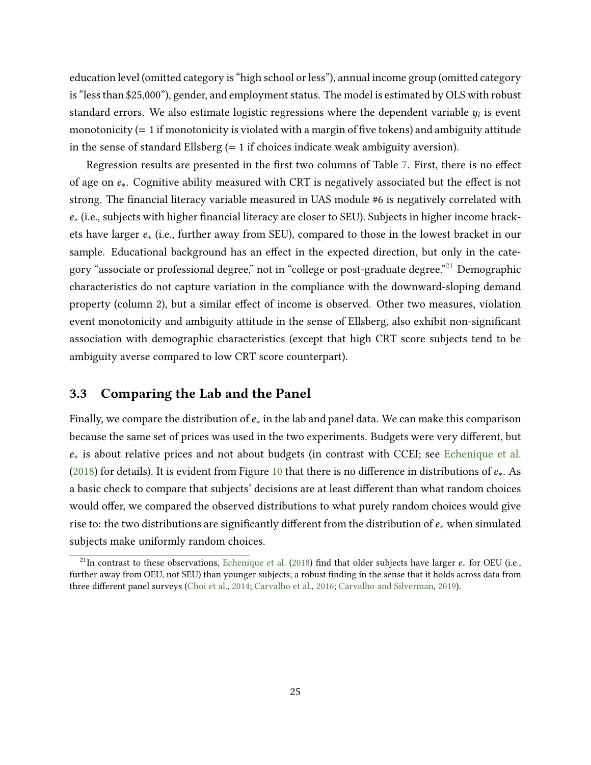education level (omitted category is "high school or less"), annual income group (omitted category is "less than \$25,000"), gender, and employment status. The model is estimated by OLS with robust standard errors. We also estimate logistic regressions where the dependent variable $y_i$ is event monotonicity (= 1 if monotonicity is violated with a margin of five tokens) and ambiguity attitude in the sense of standard Ellsberg (= 1 if choices indicate weak ambiguity aversion).

Regression results are presented in the first two columns of Table 7. First, there is no effect of age on $e_*$. Cognitive ability measured with CRT is negatively associated but the effect is not strong. The financial literacy variable measured in UAS module #6 is negatively correlated with $e_*$ (i.e., subjects with higher financial literacy are closer to SEU). Subjects in higher income brackets have larger $e_*$ (i.e., further away from SEU), compared to those in the lowest bracket in our sample. Educational background has an effect in the expected direction, but only in the category "associate or professional degree," not in "college or post-graduate degree."[21] Demographic characteristics do not capture variation in the compliance with the downward-sloping demand property (column 2), but a similar effect of income is observed. Other two measures, violation event monotonicity and ambiguity attitude in the sense of Ellsberg, also exhibit non-significant association with demographic characteristics (except that high CRT score subjects tend to be ambiguity averse compared to low CRT score counterpart).

### 3.3 Comparing the Lab and the Panel

Finally, we compare the distribution of $e_*$ in the lab and panel data. We can make this comparison because the same set of prices was used in the two experiments. Budgets were very different, but $e_*$ is about relative prices and not about budgets (in contrast with CCEI; see Echenique et al. (2018) for details). It is evident from Figure 10 that there is no difference in distributions of $e_*$. As a basic check to compare that subjects' decisions are at least different than what random choices would offer, we compared the observed distributions to what purely random choices would give rise to: the two distributions are significantly different from the distribution of $e_*$ when simulated subjects make uniformly random choices.

[21] In contrast to these observations, Echenique et al. (2018) find that older subjects have larger $e_*$ for OEU (i.e., further away from OEU, not SEU) than younger subjects; a robust finding in the sense that it holds across data from three different panel surveys (Choi et al., 2014; Carvalho et al., 2016; Carvalho and Silverman, 2019).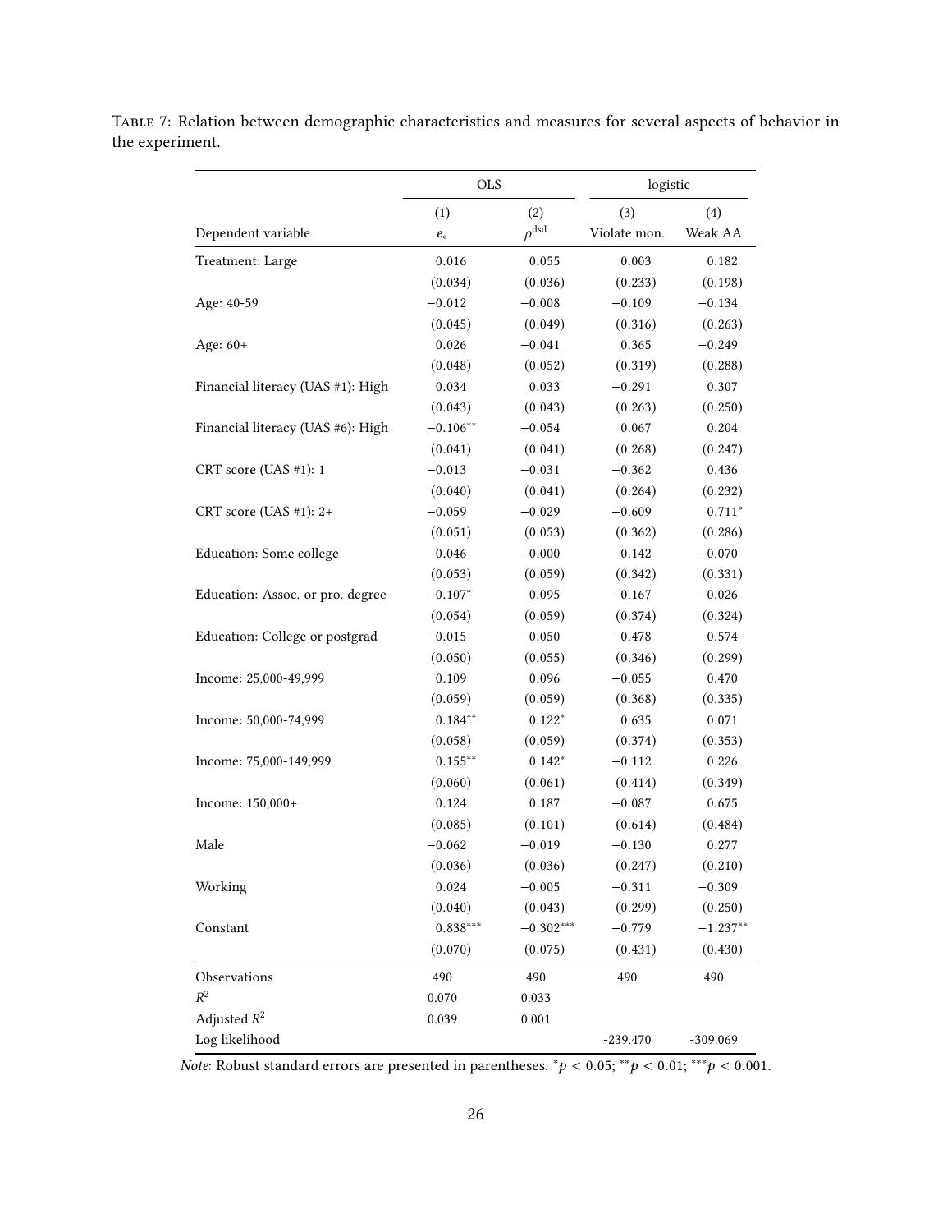Table 7: Relation between demographic characteristics and measures for several aspects of behavior in the experiment.

| | OLS | | logistic | |
|---|---|---|---|---|
| | (1) | (2) | (3) | (4) |
| Dependent variable | $e_*$ | $\rho^{\text{dsd}}$ | Violate mon. | Weak AA |
| Treatment: Large | 0.016 | 0.055 | 0.003 | 0.182 |
| | (0.034) | (0.036) | (0.233) | (0.198) |
| Age: 40-59 | −0.012 | −0.008 | −0.109 | −0.134 |
| | (0.045) | (0.049) | (0.316) | (0.263) |
| Age: 60+ | 0.026 | −0.041 | 0.365 | −0.249 |
| | (0.048) | (0.052) | (0.319) | (0.288) |
| Financial literacy (UAS #1): High | 0.034 | 0.033 | −0.291 | 0.307 |
| | (0.043) | (0.043) | (0.263) | (0.250) |
| Financial literacy (UAS #6): High | $-0.106^{**}$ | −0.054 | 0.067 | 0.204 |
| | (0.041) | (0.041) | (0.268) | (0.247) |
| CRT score (UAS #1): 1 | −0.013 | −0.031 | −0.362 | 0.436 |
| | (0.040) | (0.041) | (0.264) | (0.232) |
| CRT score (UAS #1): 2+ | −0.059 | −0.029 | −0.609 | $0.711^{*}$ |
| | (0.051) | (0.053) | (0.362) | (0.286) |
| Education: Some college | 0.046 | −0.000 | 0.142 | −0.070 |
| | (0.053) | (0.059) | (0.342) | (0.331) |
| Education: Assoc. or pro. degree | $-0.107^{*}$ | −0.095 | −0.167 | −0.026 |
| | (0.054) | (0.059) | (0.374) | (0.324) |
| Education: College or postgrad | −0.015 | −0.050 | −0.478 | 0.574 |
| | (0.050) | (0.055) | (0.346) | (0.299) |
| Income: 25,000-49,999 | 0.109 | 0.096 | −0.055 | 0.470 |
| | (0.059) | (0.059) | (0.368) | (0.335) |
| Income: 50,000-74,999 | $0.184^{**}$ | $0.122^{*}$ | 0.635 | 0.071 |
| | (0.058) | (0.059) | (0.374) | (0.353) |
| Income: 75,000-149,999 | $0.155^{**}$ | $0.142^{*}$ | −0.112 | 0.226 |
| | (0.060) | (0.061) | (0.414) | (0.349) |
| Income: 150,000+ | 0.124 | 0.187 | −0.087 | 0.675 |
| | (0.085) | (0.101) | (0.614) | (0.484) |
| Male | −0.062 | −0.019 | −0.130 | 0.277 |
| | (0.036) | (0.036) | (0.247) | (0.210) |
| Working | 0.024 | −0.005 | −0.311 | −0.309 |
| | (0.040) | (0.043) | (0.299) | (0.250) |
| Constant | $0.838^{***}$ | $-0.302^{***}$ | −0.779 | $-1.237^{**}$ |
| | (0.070) | (0.075) | (0.431) | (0.430) |
| Observations | 490 | 490 | 490 | 490 |
| $R^2$ | 0.070 | 0.033 | | |
| Adjusted $R^2$ | 0.039 | 0.001 | | |
| Log likelihood | | | -239.470 | -309.069 |

*Note*: Robust standard errors are presented in parentheses. $^{*}p < 0.05$; $^{**}p < 0.01$; $^{***}p < 0.001$.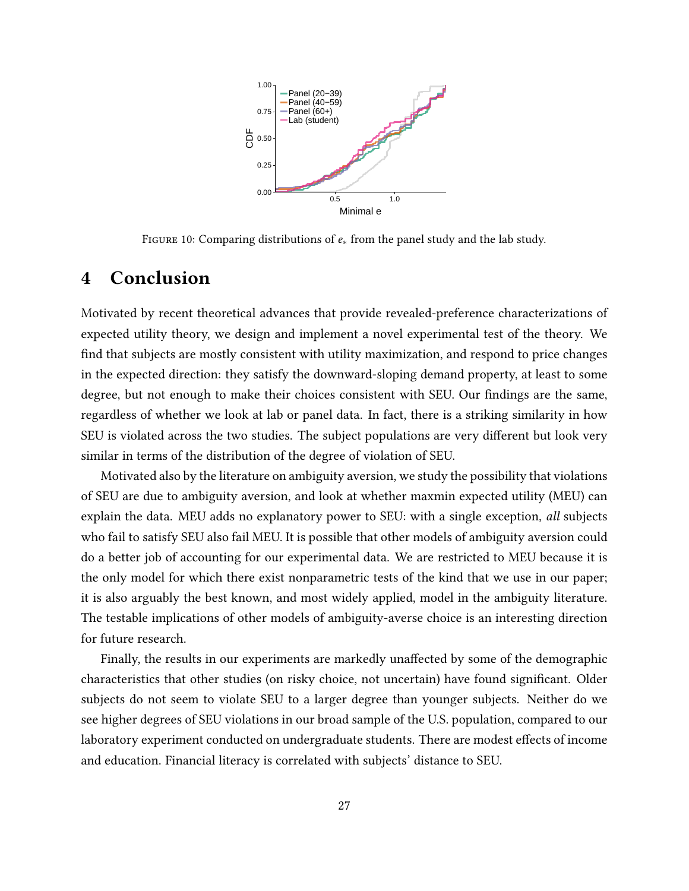FIGURE 10: Comparing distributions of $e_*$ from the panel study and the lab study.

## 4 Conclusion

Motivated by recent theoretical advances that provide revealed-preference characterizations of expected utility theory, we design and implement a novel experimental test of the theory. We find that subjects are mostly consistent with utility maximization, and respond to price changes in the expected direction: they satisfy the downward-sloping demand property, at least to some degree, but not enough to make their choices consistent with SEU. Our findings are the same, regardless of whether we look at lab or panel data. In fact, there is a striking similarity in how SEU is violated across the two studies. The subject populations are very different but look very similar in terms of the distribution of the degree of violation of SEU.

Motivated also by the literature on ambiguity aversion, we study the possibility that violations of SEU are due to ambiguity aversion, and look at whether maxmin expected utility (MEU) can explain the data. MEU adds no explanatory power to SEU: with a single exception, *all* subjects who fail to satisfy SEU also fail MEU. It is possible that other models of ambiguity aversion could do a better job of accounting for our experimental data. We are restricted to MEU because it is the only model for which there exist nonparametric tests of the kind that we use in our paper; it is also arguably the best known, and most widely applied, model in the ambiguity literature. The testable implications of other models of ambiguity-averse choice is an interesting direction for future research.

Finally, the results in our experiments are markedly unaffected by some of the demographic characteristics that other studies (on risky choice, not uncertain) have found significant. Older subjects do not seem to violate SEU to a larger degree than younger subjects. Neither do we see higher degrees of SEU violations in our broad sample of the U.S. population, compared to our laboratory experiment conducted on undergraduate students. There are modest effects of income and education. Financial literacy is correlated with subjects' distance to SEU.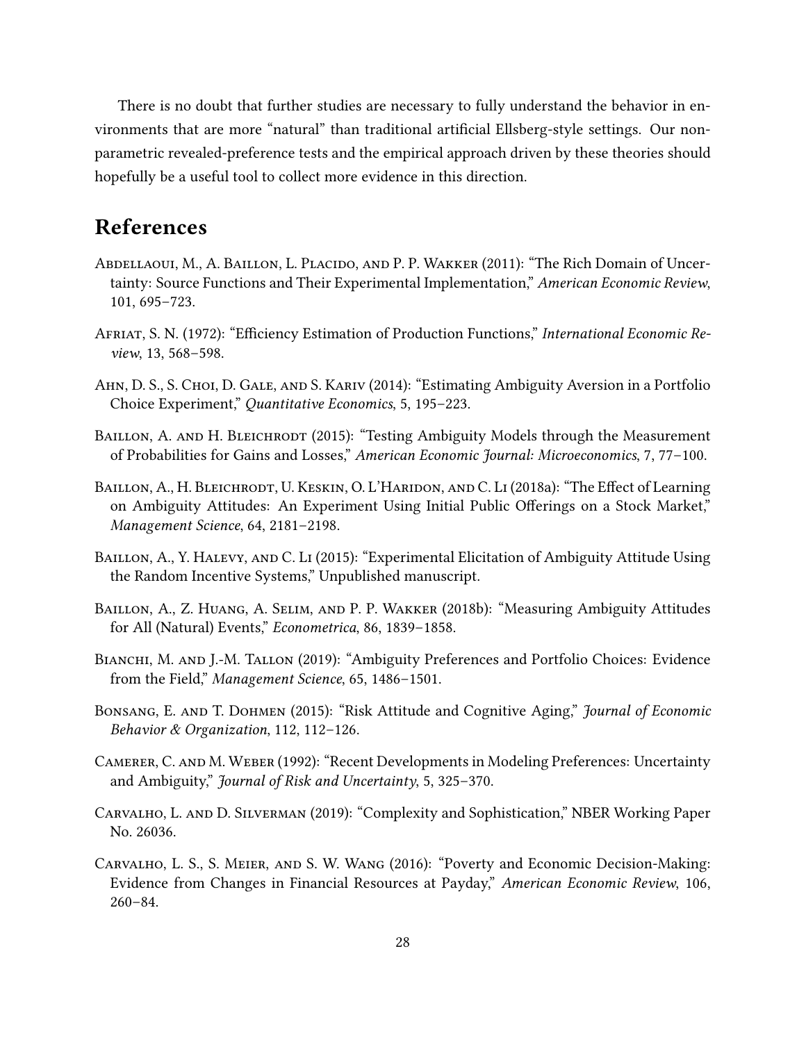There is no doubt that further studies are necessary to fully understand the behavior in environments that are more "natural" than traditional artificial Ellsberg-style settings. Our nonparametric revealed-preference tests and the empirical approach driven by these theories should hopefully be a useful tool to collect more evidence in this direction.

# References

Abdellaoui, M., A. Baillon, L. Placido, and P. P. Wakker (2011): "The Rich Domain of Uncertainty: Source Functions and Their Experimental Implementation," *American Economic Review*, 101, 695–723.

Afriat, S. N. (1972): "Efficiency Estimation of Production Functions," *International Economic Review*, 13, 568–598.

Ahn, D. S., S. Choi, D. Gale, and S. Kariv (2014): "Estimating Ambiguity Aversion in a Portfolio Choice Experiment," *Quantitative Economics*, 5, 195–223.

Baillon, A. and H. Bleichrodt (2015): "Testing Ambiguity Models through the Measurement of Probabilities for Gains and Losses," *American Economic Journal: Microeconomics*, 7, 77–100.

Baillon, A., H. Bleichrodt, U. Keskin, O. L'Haridon, and C. Li (2018a): "The Effect of Learning on Ambiguity Attitudes: An Experiment Using Initial Public Offerings on a Stock Market," *Management Science*, 64, 2181–2198.

Baillon, A., Y. Halevy, and C. Li (2015): "Experimental Elicitation of Ambiguity Attitude Using the Random Incentive Systems," Unpublished manuscript.

Baillon, A., Z. Huang, A. Selim, and P. P. Wakker (2018b): "Measuring Ambiguity Attitudes for All (Natural) Events," *Econometrica*, 86, 1839–1858.

Bianchi, M. and J.-M. Tallon (2019): "Ambiguity Preferences and Portfolio Choices: Evidence from the Field," *Management Science*, 65, 1486–1501.

Bonsang, E. and T. Dohmen (2015): "Risk Attitude and Cognitive Aging," *Journal of Economic Behavior & Organization*, 112, 112–126.

Camerer, C. and M. Weber (1992): "Recent Developments in Modeling Preferences: Uncertainty and Ambiguity," *Journal of Risk and Uncertainty*, 5, 325–370.

Carvalho, L. and D. Silverman (2019): "Complexity and Sophistication," NBER Working Paper No. 26036.

Carvalho, L. S., S. Meier, and S. W. Wang (2016): "Poverty and Economic Decision-Making: Evidence from Changes in Financial Resources at Payday," *American Economic Review*, 106, 260–84.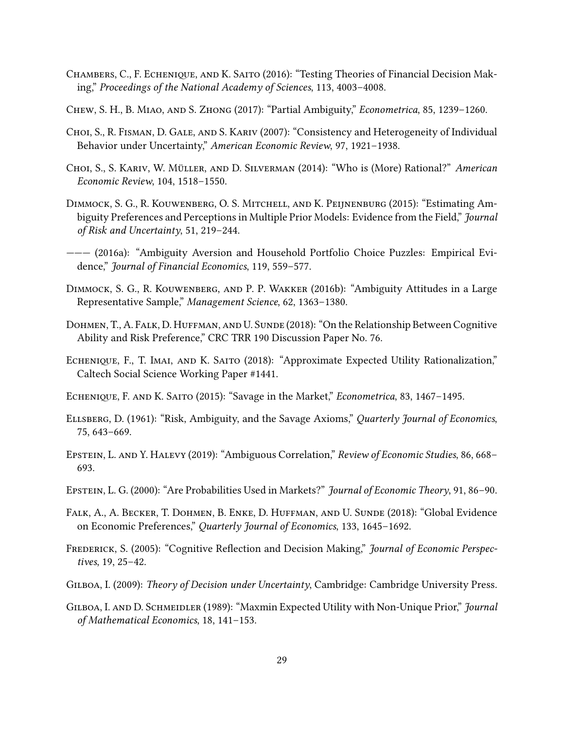Chambers, C., F. Echenique, and K. Saito (2016): "Testing Theories of Financial Decision Making," *Proceedings of the National Academy of Sciences*, 113, 4003–4008.

Chew, S. H., B. Miao, and S. Zhong (2017): "Partial Ambiguity," *Econometrica*, 85, 1239–1260.

Choi, S., R. Fisman, D. Gale, and S. Kariv (2007): "Consistency and Heterogeneity of Individual Behavior under Uncertainty," *American Economic Review*, 97, 1921–1938.

Choi, S., S. Kariv, W. Müller, and D. Silverman (2014): "Who is (More) Rational?" *American Economic Review*, 104, 1518–1550.

Dimmock, S. G., R. Kouwenberg, O. S. Mitchell, and K. Peijnenburg (2015): "Estimating Ambiguity Preferences and Perceptions in Multiple Prior Models: Evidence from the Field," *Journal of Risk and Uncertainty*, 51, 219–244.

——— (2016a): "Ambiguity Aversion and Household Portfolio Choice Puzzles: Empirical Evidence," *Journal of Financial Economics*, 119, 559–577.

Dimmock, S. G., R. Kouwenberg, and P. P. Wakker (2016b): "Ambiguity Attitudes in a Large Representative Sample," *Management Science*, 62, 1363–1380.

Dohmen, T., A. Falk, D. Huffman, and U. Sunde (2018): "On the Relationship Between Cognitive Ability and Risk Preference," CRC TRR 190 Discussion Paper No. 76.

Echenique, F., T. Imai, and K. Saito (2018): "Approximate Expected Utility Rationalization," Caltech Social Science Working Paper #1441.

Echenique, F. and K. Saito (2015): "Savage in the Market," *Econometrica*, 83, 1467–1495.

Ellsberg, D. (1961): "Risk, Ambiguity, and the Savage Axioms," *Quarterly Journal of Economics*, 75, 643–669.

Epstein, L. and Y. Halevy (2019): "Ambiguous Correlation," *Review of Economic Studies*, 86, 668–693.

Epstein, L. G. (2000): "Are Probabilities Used in Markets?" *Journal of Economic Theory*, 91, 86–90.

Falk, A., A. Becker, T. Dohmen, B. Enke, D. Huffman, and U. Sunde (2018): "Global Evidence on Economic Preferences," *Quarterly Journal of Economics*, 133, 1645–1692.

Frederick, S. (2005): "Cognitive Reflection and Decision Making," *Journal of Economic Perspectives*, 19, 25–42.

Gilboa, I. (2009): *Theory of Decision under Uncertainty*, Cambridge: Cambridge University Press.

Gilboa, I. and D. Schmeidler (1989): "Maxmin Expected Utility with Non-Unique Prior," *Journal of Mathematical Economics*, 18, 141–153.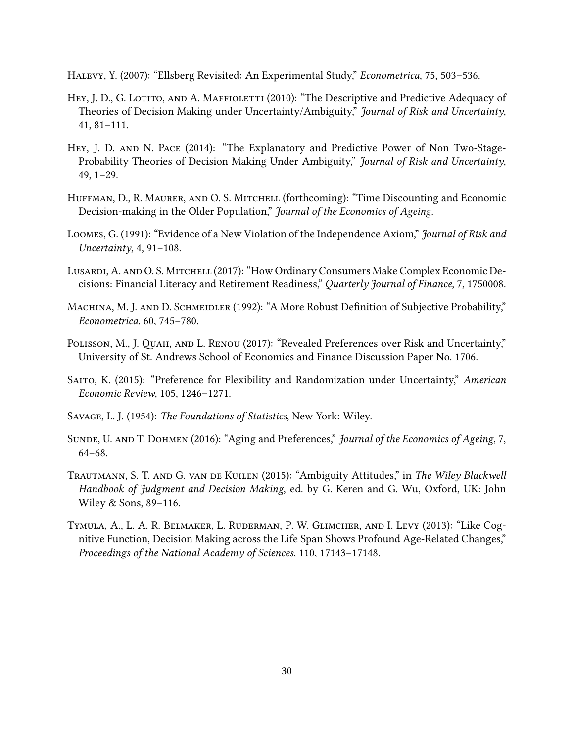Halevy, Y. (2007): "Ellsberg Revisited: An Experimental Study," *Econometrica*, 75, 503–536.

Hey, J. D., G. Lotito, and A. Maffioletti (2010): "The Descriptive and Predictive Adequacy of Theories of Decision Making under Uncertainty/Ambiguity," *Journal of Risk and Uncertainty*, 41, 81–111.

Hey, J. D. and N. Pace (2014): "The Explanatory and Predictive Power of Non Two-Stage-Probability Theories of Decision Making Under Ambiguity," *Journal of Risk and Uncertainty*, 49, 1–29.

Huffman, D., R. Maurer, and O. S. Mitchell (forthcoming): "Time Discounting and Economic Decision-making in the Older Population," *Journal of the Economics of Ageing*.

Loomes, G. (1991): "Evidence of a New Violation of the Independence Axiom," *Journal of Risk and Uncertainty*, 4, 91–108.

Lusardi, A. and O. S. Mitchell (2017): "How Ordinary Consumers Make Complex Economic Decisions: Financial Literacy and Retirement Readiness," *Quarterly Journal of Finance*, 7, 1750008.

Machina, M. J. and D. Schmeidler (1992): "A More Robust Definition of Subjective Probability," *Econometrica*, 60, 745–780.

Polisson, M., J. Quah, and L. Renou (2017): "Revealed Preferences over Risk and Uncertainty," University of St. Andrews School of Economics and Finance Discussion Paper No. 1706.

Saito, K. (2015): "Preference for Flexibility and Randomization under Uncertainty," *American Economic Review*, 105, 1246–1271.

Savage, L. J. (1954): *The Foundations of Statistics*, New York: Wiley.

Sunde, U. and T. Dohmen (2016): "Aging and Preferences," *Journal of the Economics of Ageing*, 7, 64–68.

Trautmann, S. T. and G. van de Kuilen (2015): "Ambiguity Attitudes," in *The Wiley Blackwell Handbook of Judgment and Decision Making*, ed. by G. Keren and G. Wu, Oxford, UK: John Wiley & Sons, 89–116.

Tymula, A., L. A. R. Belmaker, L. Ruderman, P. W. Glimcher, and I. Levy (2013): "Like Cognitive Function, Decision Making across the Life Span Shows Profound Age-Related Changes," *Proceedings of the National Academy of Sciences*, 110, 17143–17148.